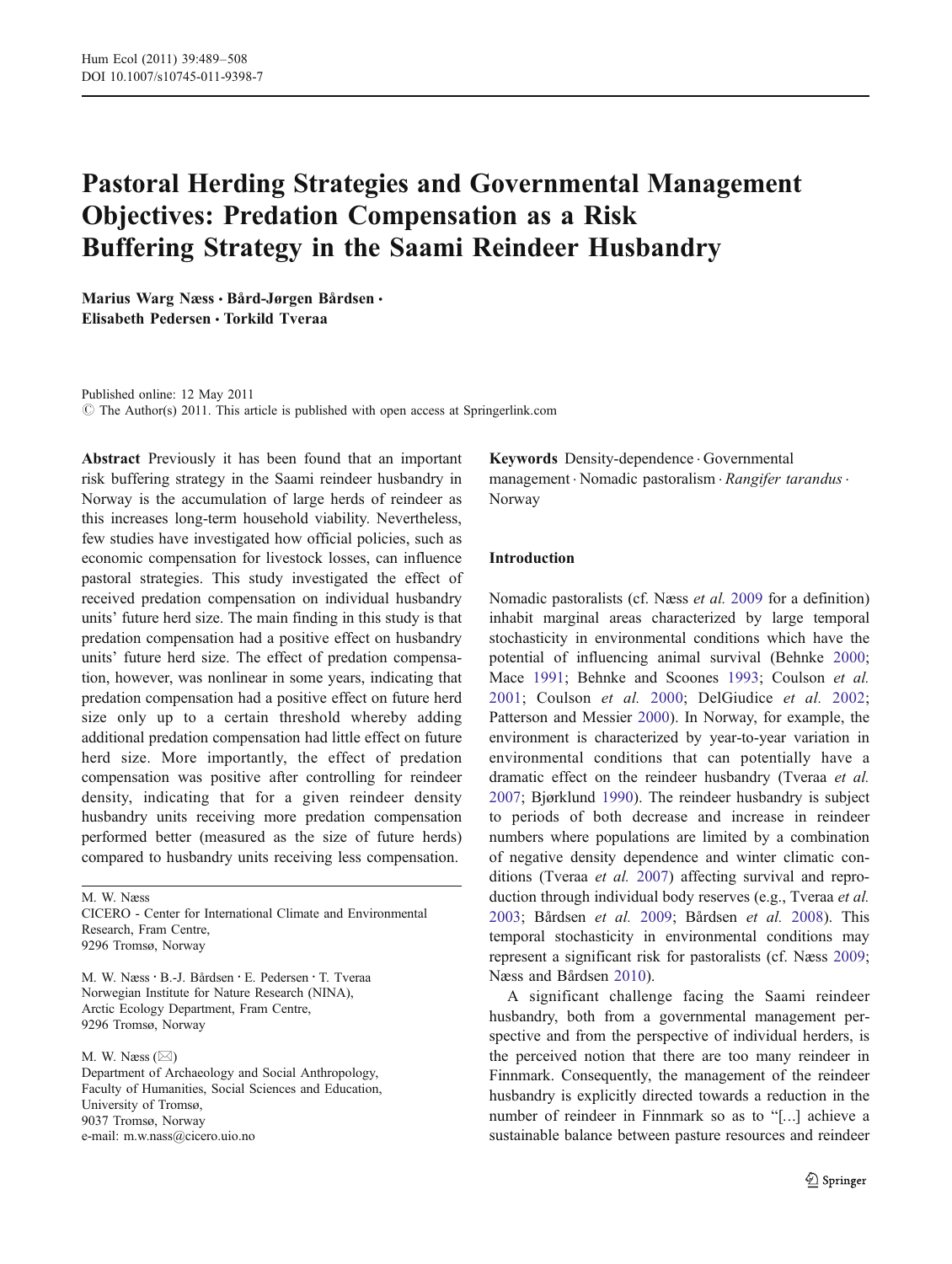# Pastoral Herding Strategies and Governmental Management Objectives: Predation Compensation as a Risk Buffering Strategy in the Saami Reindeer Husbandry

**Marius Warg Næss · Bård-Jørgen Bårdsen · Elisabeth Pedersen · Torkild Tveraa**

Published online: 12 May 2011
© The Author(s) 2011. This article is published with open access at Springerlink.com

**Abstract** Previously it has been found that an important risk buffering strategy in the Saami reindeer husbandry in Norway is the accumulation of large herds of reindeer as this increases long-term household viability. Nevertheless, few studies have investigated how official policies, such as economic compensation for livestock losses, can influence pastoral strategies. This study investigated the effect of received predation compensation on individual husbandry units' future herd size. The main finding in this study is that predation compensation had a positive effect on husbandry units' future herd size. The effect of predation compensation, however, was nonlinear in some years, indicating that predation compensation had a positive effect on future herd size only up to a certain threshold whereby adding additional predation compensation had little effect on future herd size. More importantly, the effect of predation compensation was positive after controlling for reindeer density, indicating that for a given reindeer density husbandry units receiving more predation compensation performed better (measured as the size of future herds) compared to husbandry units receiving less compensation.

**Keywords** Density-dependence · Governmental management · Nomadic pastoralism · *Rangifer tarandus* · Norway

M. W. Næss
CICERO - Center for International Climate and Environmental Research, Fram Centre,
9296 Tromsø, Norway

M. W. Næss · B.-J. Bårdsen · E. Pedersen · T. Tveraa
Norwegian Institute for Nature Research (NINA),
Arctic Ecology Department, Fram Centre,
9296 Tromsø, Norway

M. W. Næss (✉)
Department of Archaeology and Social Anthropology,
Faculty of Humanities, Social Sciences and Education,
University of Tromsø,
9037 Tromsø, Norway
e-mail: m.w.nass@cicero.uio.no

## Introduction

Nomadic pastoralists (cf. Næss *et al.* 2009 for a definition) inhabit marginal areas characterized by large temporal stochasticity in environmental conditions which have the potential of influencing animal survival (Behnke 2000; Mace 1991; Behnke and Scoones 1993; Coulson *et al.* 2001; Coulson *et al.* 2000; DelGiudice *et al.* 2002; Patterson and Messier 2000). In Norway, for example, the environment is characterized by year-to-year variation in environmental conditions that can potentially have a dramatic effect on the reindeer husbandry (Tveraa *et al.* 2007; Bjørklund 1990). The reindeer husbandry is subject to periods of both decrease and increase in reindeer numbers where populations are limited by a combination of negative density dependence and winter climatic conditions (Tveraa *et al.* 2007) affecting survival and reproduction through individual body reserves (e.g., Tveraa *et al.* 2003; Bårdsen *et al.* 2009; Bårdsen *et al.* 2008). This temporal stochasticity in environmental conditions may represent a significant risk for pastoralists (cf. Næss 2009; Næss and Bårdsen 2010).

A significant challenge facing the Saami reindeer husbandry, both from a governmental management perspective and from the perspective of individual herders, is the perceived notion that there are too many reindeer in Finnmark. Consequently, the management of the reindeer husbandry is explicitly directed towards a reduction in the number of reindeer in Finnmark so as to "[...] achieve a sustainable balance between pasture resources and reindeer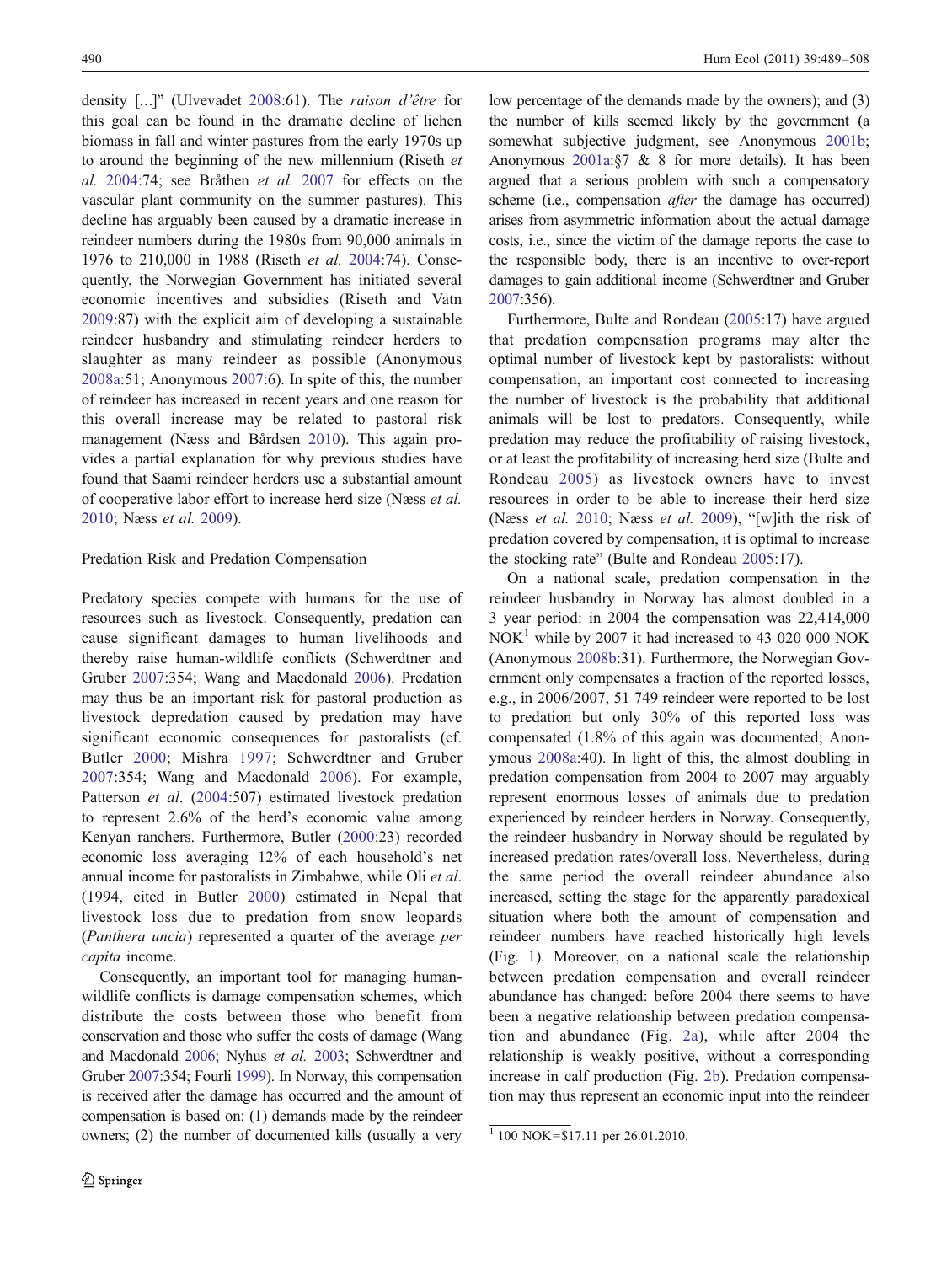density [...]" (Ulvevadet 2008:61). The *raison d'être* for this goal can be found in the dramatic decline of lichen biomass in fall and winter pastures from the early 1970s up to around the beginning of the new millennium (Riseth *et al.* 2004:74; see Bråthen *et al.* 2007 for effects on the vascular plant community on the summer pastures). This decline has arguably been caused by a dramatic increase in reindeer numbers during the 1980s from 90,000 animals in 1976 to 210,000 in 1988 (Riseth *et al.* 2004:74). Consequently, the Norwegian Government has initiated several economic incentives and subsidies (Riseth and Vatn 2009:87) with the explicit aim of developing a sustainable reindeer husbandry and stimulating reindeer herders to slaughter as many reindeer as possible (Anonymous 2008a:51; Anonymous 2007:6). In spite of this, the number of reindeer has increased in recent years and one reason for this overall increase may be related to pastoral risk management (Næss and Bårdsen 2010). This again provides a partial explanation for why previous studies have found that Saami reindeer herders use a substantial amount of cooperative labor effort to increase herd size (Næss *et al.* 2010; Næss *et al.* 2009).

## Predation Risk and Predation Compensation

Predatory species compete with humans for the use of resources such as livestock. Consequently, predation can cause significant damages to human livelihoods and thereby raise human-wildlife conflicts (Schwerdtner and Gruber 2007:354; Wang and Macdonald 2006). Predation may thus be an important risk for pastoral production as livestock depredation caused by predation may have significant economic consequences for pastoralists (cf. Butler 2000; Mishra 1997; Schwerdtner and Gruber 2007:354; Wang and Macdonald 2006). For example, Patterson *et al.* (2004:507) estimated livestock predation to represent 2.6% of the herd's economic value among Kenyan ranchers. Furthermore, Butler (2000:23) recorded economic loss averaging 12% of each household's net annual income for pastoralists in Zimbabwe, while Oli *et al.* (1994, cited in Butler 2000) estimated in Nepal that livestock loss due to predation from snow leopards (*Panthera uncia*) represented a quarter of the average *per capita* income.

Consequently, an important tool for managing human-wildlife conflicts is damage compensation schemes, which distribute the costs between those who benefit from conservation and those who suffer the costs of damage (Wang and Macdonald 2006; Nyhus *et al.* 2003; Schwerdtner and Gruber 2007:354; Fourli 1999). In Norway, this compensation is received after the damage has occurred and the amount of compensation is based on: (1) demands made by the reindeer owners; (2) the number of documented kills (usually a very low percentage of the demands made by the owners); and (3) the number of kills seemed likely by the government (a somewhat subjective judgment, see Anonymous 2001b; Anonymous 2001a:§7 & 8 for more details). It has been argued that a serious problem with such a compensatory scheme (i.e., compensation *after* the damage has occurred) arises from asymmetric information about the actual damage costs, i.e., since the victim of the damage reports the case to the responsible body, there is an incentive to over-report damages to gain additional income (Schwerdtner and Gruber 2007:356).

Furthermore, Bulte and Rondeau (2005:17) have argued that predation compensation programs may alter the optimal number of livestock kept by pastoralists: without compensation, an important cost connected to increasing the number of livestock is the probability that additional animals will be lost to predators. Consequently, while predation may reduce the profitability of raising livestock, or at least the profitability of increasing herd size (Bulte and Rondeau 2005) as livestock owners have to invest resources in order to be able to increase their herd size (Næss *et al.* 2010; Næss *et al.* 2009), "[w]ith the risk of predation covered by compensation, it is optimal to increase the stocking rate" (Bulte and Rondeau 2005:17).

On a national scale, predation compensation in the reindeer husbandry in Norway has almost doubled in a 3 year period: in 2004 the compensation was 22,414,000 NOK[1] while by 2007 it had increased to 43 020 000 NOK (Anonymous 2008b:31). Furthermore, the Norwegian Government only compensates a fraction of the reported losses, e.g., in 2006/2007, 51 749 reindeer were reported to be lost to predation but only 30% of this reported loss was compensated (1.8% of this again was documented; Anonymous 2008a:40). In light of this, the almost doubling in predation compensation from 2004 to 2007 may arguably represent enormous losses of animals due to predation experienced by reindeer herders in Norway. Consequently, the reindeer husbandry in Norway should be regulated by increased predation rates/overall loss. Nevertheless, during the same period the overall reindeer abundance also increased, setting the stage for the apparently paradoxical situation where both the amount of compensation and reindeer numbers have reached historically high levels (Fig. 1). Moreover, on a national scale the relationship between predation compensation and overall reindeer abundance has changed: before 2004 there seems to have been a negative relationship between predation compensation and abundance (Fig. 2a), while after 2004 the relationship is weakly positive, without a corresponding increase in calf production (Fig. 2b). Predation compensation may thus represent an economic input into the reindeer

[1] 100 NOK=$17.11 per 26.01.2010.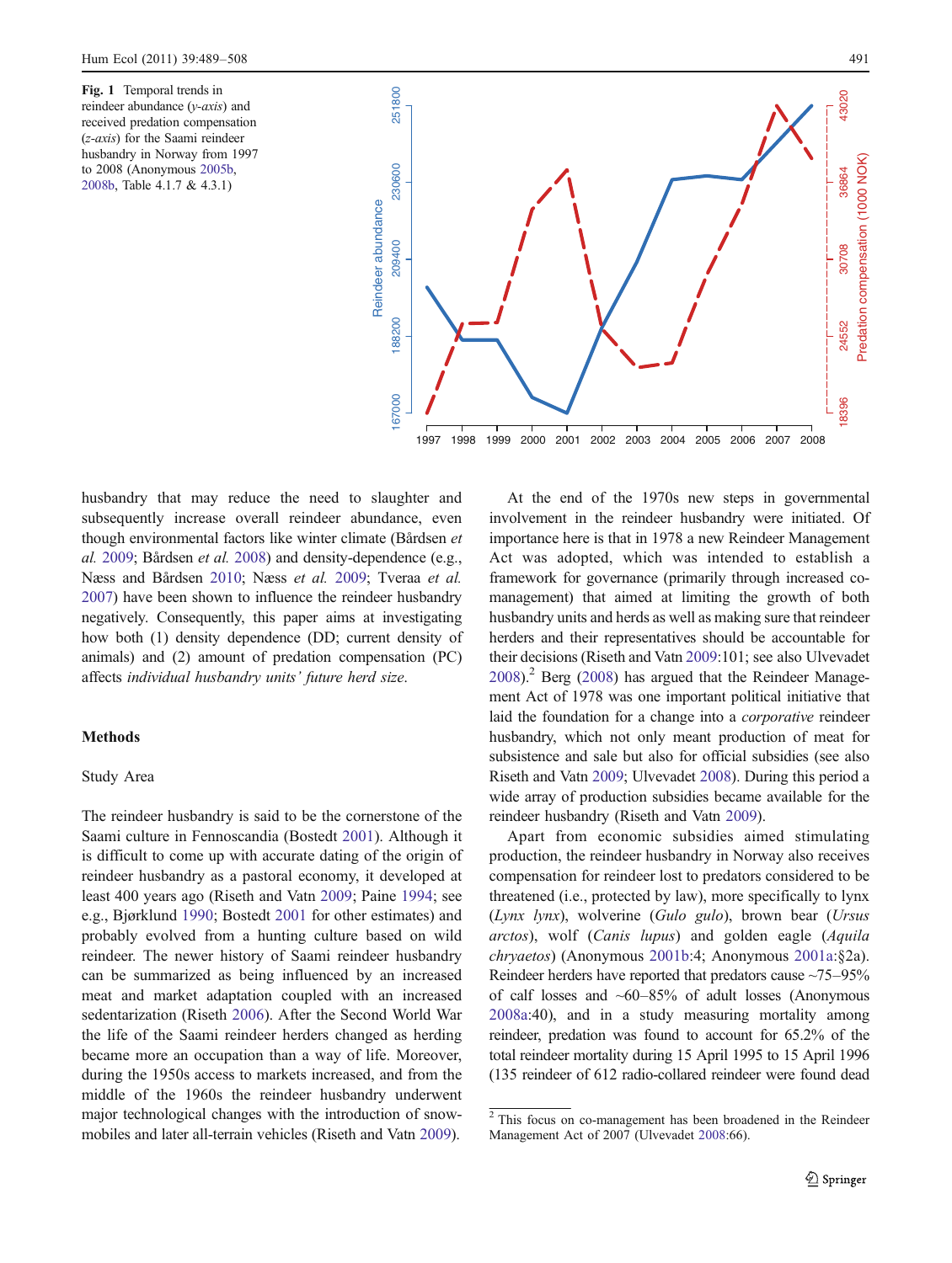**Fig. 1** Temporal trends in reindeer abundance (*y-axis*) and received predation compensation (*z-axis*) for the Saami reindeer husbandry in Norway from 1997 to 2008 (Anonymous 2005b, 2008b, Table 4.1.7 & 4.3.1)

husbandry that may reduce the need to slaughter and subsequently increase overall reindeer abundance, even though environmental factors like winter climate (Bårdsen *et al.* 2009; Bårdsen *et al.* 2008) and density-dependence (e.g., Næss and Bårdsen 2010; Næss *et al.* 2009; Tveraa *et al.* 2007) have been shown to influence the reindeer husbandry negatively. Consequently, this paper aims at investigating how both (1) density dependence (DD; current density of animals) and (2) amount of predation compensation (PC) affects *individual husbandry units' future herd size*.

## Methods

### Study Area

The reindeer husbandry is said to be the cornerstone of the Saami culture in Fennoscandia (Bostedt 2001). Although it is difficult to come up with accurate dating of the origin of reindeer husbandry as a pastoral economy, it developed at least 400 years ago (Riseth and Vatn 2009; Paine 1994; see e.g., Bjørklund 1990; Bostedt 2001 for other estimates) and probably evolved from a hunting culture based on wild reindeer. The newer history of Saami reindeer husbandry can be summarized as being influenced by an increased meat and market adaptation coupled with an increased sedentarization (Riseth 2006). After the Second World War the life of the Saami reindeer herders changed as herding became more an occupation than a way of life. Moreover, during the 1950s access to markets increased, and from the middle of the 1960s the reindeer husbandry underwent major technological changes with the introduction of snowmobiles and later all-terrain vehicles (Riseth and Vatn 2009).

At the end of the 1970s new steps in governmental involvement in the reindeer husbandry were initiated. Of importance here is that in 1978 a new Reindeer Management Act was adopted, which was intended to establish a framework for governance (primarily through increased co-management) that aimed at limiting the growth of both husbandry units and herds as well as making sure that reindeer herders and their representatives should be accountable for their decisions (Riseth and Vatn 2009:101; see also Ulvevadet 2008).[2] Berg (2008) has argued that the Reindeer Management Act of 1978 was one important political initiative that laid the foundation for a change into a *corporative* reindeer husbandry, which not only meant production of meat for subsistence and sale but also for official subsidies (see also Riseth and Vatn 2009; Ulvevadet 2008). During this period a wide array of production subsidies became available for the reindeer husbandry (Riseth and Vatn 2009).

Apart from economic subsidies aimed stimulating production, the reindeer husbandry in Norway also receives compensation for reindeer lost to predators considered to be threatened (i.e., protected by law), more specifically to lynx (*Lynx lynx*), wolverine (*Gulo gulo*), brown bear (*Ursus arctos*), wolf (*Canis lupus*) and golden eagle (*Aquila chryaetos*) (Anonymous 2001b:4; Anonymous 2001a:§2a). Reindeer herders have reported that predators cause ~75–95% of calf losses and ~60–85% of adult losses (Anonymous 2008a:40), and in a study measuring mortality among reindeer, predation was found to account for 65.2% of the total reindeer mortality during 15 April 1995 to 15 April 1996 (135 reindeer of 612 radio-collared reindeer were found dead

[2] This focus on co-management has been broadened in the Reindeer Management Act of 2007 (Ulvevadet 2008:66).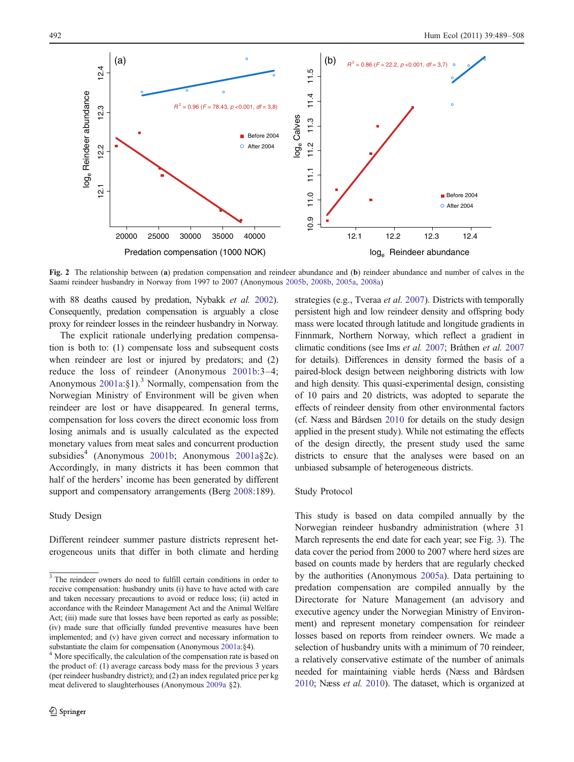Fig. 2 The relationship between (**a**) predation compensation and reindeer abundance and (**b**) reindeer abundance and number of calves in the Saami reindeer husbandry in Norway from 1997 to 2007 (Anonymous 2005b, 2008b, 2005a, 2008a)

with 88 deaths caused by predation, Nybakk *et al.* 2002). Consequently, predation compensation is arguably a close proxy for reindeer losses in the reindeer husbandry in Norway.

The explicit rationale underlying predation compensation is both to: (1) compensate loss and subsequent costs when reindeer are lost or injured by predators; and (2) reduce the loss of reindeer (Anonymous 2001b:3–4; Anonymous 2001a:§1).[3] Normally, compensation from the Norwegian Ministry of Environment will be given when reindeer are lost or have disappeared. In general terms, compensation for loss covers the direct economic loss from losing animals and is usually calculated as the expected monetary values from meat sales and concurrent production subsidies[4] (Anonymous 2001b; Anonymous 2001a§2c). Accordingly, in many districts it has been common that half of the herders' income has been generated by different support and compensatory arrangements (Berg 2008:189).

## Study Design

Different reindeer summer pasture districts represent heterogeneous units that differ in both climate and herding strategies (e.g., Tveraa *et al.* 2007). Districts with temporally persistent high and low reindeer density and offspring body mass were located through latitude and longitude gradients in Finnmark, Northern Norway, which reflect a gradient in climatic conditions (see Ims *et al.* 2007; Bråthen *et al.* 2007 for details). Differences in density formed the basis of a paired-block design between neighboring districts with low and high density. This quasi-experimental design, consisting of 10 pairs and 20 districts, was adopted to separate the effects of reindeer density from other environmental factors (cf. Næss and Bårdsen 2010 for details on the study design applied in the present study). While not estimating the effects of the design directly, the present study used the same districts to ensure that the analyses were based on an unbiased subsample of heterogeneous districts.

## Study Protocol

This study is based on data compiled annually by the Norwegian reindeer husbandry administration (where 31 March represents the end date for each year; see Fig. 3). The data cover the period from 2000 to 2007 where herd sizes are based on counts made by herders that are regularly checked by the authorities (Anonymous 2005a). Data pertaining to predation compensation are compiled annually by the Directorate for Nature Management (an advisory and executive agency under the Norwegian Ministry of Environment) and represent monetary compensation for reindeer losses based on reports from reindeer owners. We made a selection of husbandry units with a minimum of 70 reindeer, a relatively conservative estimate of the number of animals needed for maintaining viable herds (Næss and Bårdsen 2010; Næss *et al.* 2010). The dataset, which is organized at

---

[3] The reindeer owners do need to fulfill certain conditions in order to receive compensation: husbandry units (i) have to have acted with care and taken necessary precautions to avoid or reduce loss; (ii) acted in accordance with the Reindeer Management Act and the Animal Welfare Act; (iii) made sure that losses have been reported as early as possible; (iv) made sure that officially funded preventive measures have been implemented; and (v) have given correct and necessary information to substantiate the claim for compensation (Anonymous 2001a:§4).

[4] More specifically, the calculation of the compensation rate is based on the product of: (1) average carcass body mass for the previous 3 years (per reindeer husbandry district); and (2) an index regulated price per kg meat delivered to slaughterhouses (Anonymous 2009a §2).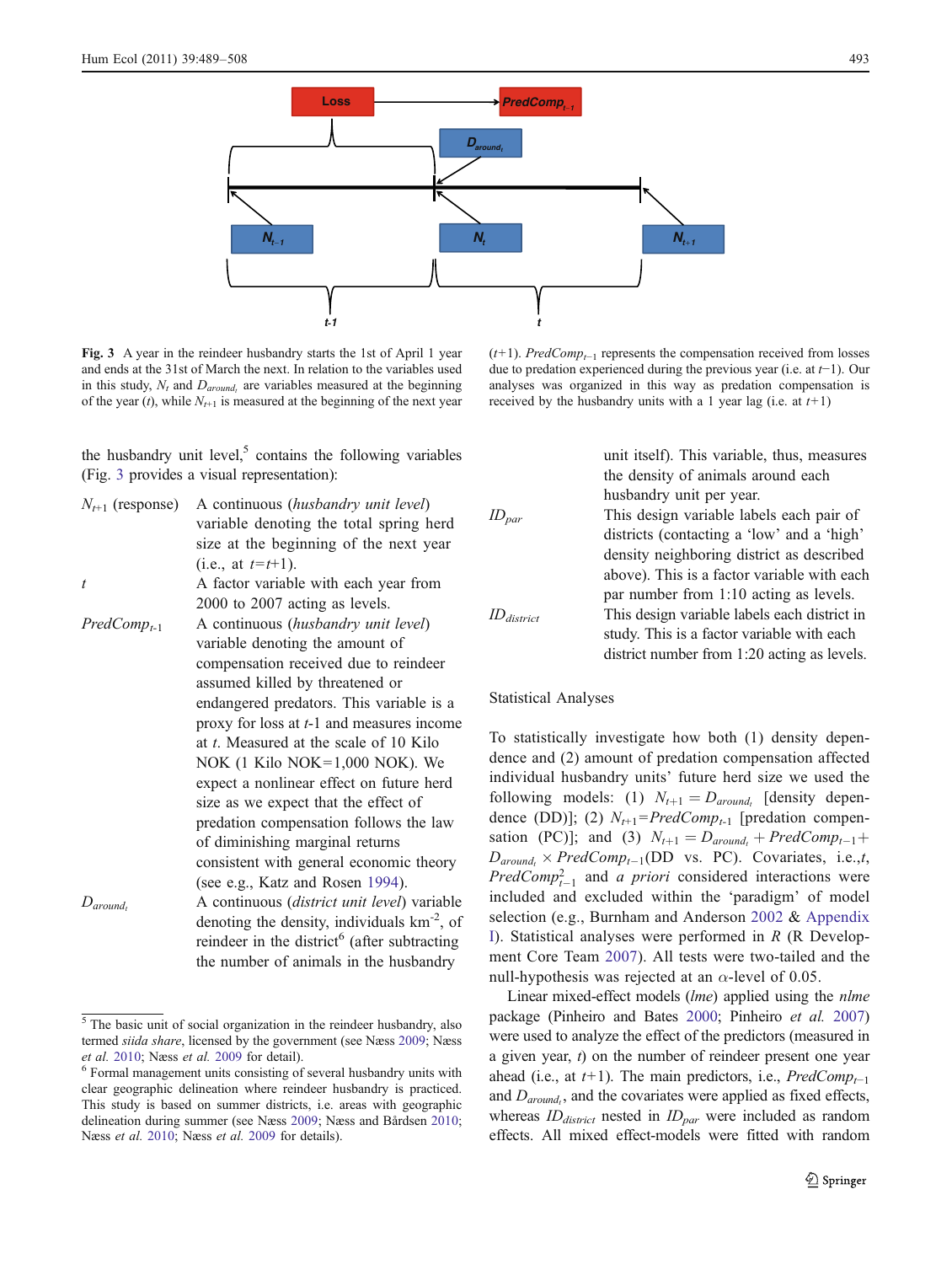**Fig. 3** A year in the reindeer husbandry starts the 1st of April 1 year and ends at the 31st of March the next. In relation to the variables used in this study, $N_t$ and $D_{around_t}$ are variables measured at the beginning of the year ($t$), while $N_{t+1}$ is measured at the beginning of the next year ($t+1$). $PredComp_{t-1}$ represents the compensation received from losses due to predation experienced during the previous year (i.e. at $t-1$). Our analyses was organized in this way as predation compensation is received by the husbandry units with a 1 year lag (i.e. at $t+1$)

the husbandry unit level,[5] contains the following variables (Fig. 3 provides a visual representation):

- $N_{t+1}$ (response): A continuous (*husbandry unit level*) variable denoting the total spring herd size at the beginning of the next year (i.e., at $t=t+1$).
- $t$: A factor variable with each year from 2000 to 2007 acting as levels.
- $PredComp_{t-1}$: A continuous (*husbandry unit level*) variable denoting the amount of compensation received due to reindeer assumed killed by threatened or endangered predators. This variable is a proxy for loss at $t$-1 and measures income at $t$. Measured at the scale of 10 Kilo NOK (1 Kilo NOK=1,000 NOK). We expect a nonlinear effect on future herd size as we expect that the effect of predation compensation follows the law of diminishing marginal returns consistent with general economic theory (see e.g., Katz and Rosen 1994).
- $D_{around_t}$: A continuous (*district unit level*) variable denoting the density, individuals km$^{-2}$, of reindeer in the district[6] (after subtracting the number of animals in the husbandry unit itself). This variable, thus, measures the density of animals around each husbandry unit per year.
- $ID_{par}$: This design variable labels each pair of districts (contacting a 'low' and a 'high' density neighboring district as described above). This is a factor variable with each par number from 1:10 acting as levels.
- $ID_{district}$: This design variable labels each district in study. This is a factor variable with each district number from 1:20 acting as levels.

[5] The basic unit of social organization in the reindeer husbandry, also termed *siida share*, licensed by the government (see Næss 2009; Næss *et al.* 2010; Næss *et al.* 2009 for detail).

[6] Formal management units consisting of several husbandry units with clear geographic delineation where reindeer husbandry is practiced. This study is based on summer districts, i.e. areas with geographic delineation during summer (see Næss 2009; Næss and Bårdsen 2010; Næss *et al.* 2010; Næss *et al.* 2009 for details).

## Statistical Analyses

To statistically investigate how both (1) density dependence and (2) amount of predation compensation affected individual husbandry units' future herd size we used the following models: (1) $N_{t+1} = D_{around_t}$ [density dependence (DD)]; (2) $N_{t+1}=PredComp_{t-1}$ [predation compensation (PC)]; and (3) $N_{t+1} = D_{around_t} + PredComp_{t-1} + D_{around_t} \times PredComp_{t-1}$(DD vs. PC). Covariates, i.e.,$t$, $PredComp^2_{t-1}$ and *a priori* considered interactions were included and excluded within the 'paradigm' of model selection (e.g., Burnham and Anderson 2002 & Appendix I). Statistical analyses were performed in *R* (R Development Core Team 2007). All tests were two-tailed and the null-hypothesis was rejected at an $\alpha$-level of 0.05.

Linear mixed-effect models (*lme*) applied using the *nlme* package (Pinheiro and Bates 2000; Pinheiro *et al.* 2007) were used to analyze the effect of the predictors (measured in a given year, $t$) on the number of reindeer present one year ahead (i.e., at $t+1$). The main predictors, i.e., $PredComp_{t-1}$ and $D_{around_t}$, and the covariates were applied as fixed effects, whereas $ID_{district}$ nested in $ID_{par}$ were included as random effects. All mixed effect-models were fitted with random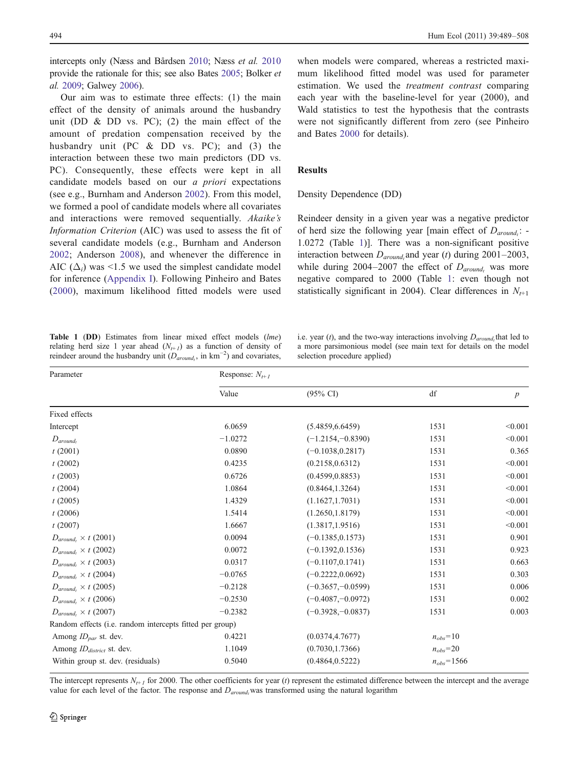intercepts only (Næss and Bårdsen 2010; Næss *et al.* 2010 provide the rationale for this; see also Bates 2005; Bolker *et al.* 2009; Galwey 2006).

Our aim was to estimate three effects: (1) the main effect of the density of animals around the husbandry unit (DD & DD vs. PC); (2) the main effect of the amount of predation compensation received by the husbandry unit (PC & DD vs. PC); and (3) the interaction between these two main predictors (DD vs. PC). Consequently, these effects were kept in all candidate models based on our *a priori* expectations (see e.g., Burnham and Anderson 2002). From this model, we formed a pool of candidate models where all covariates and interactions were removed sequentially. *Akaike's Information Criterion* (AIC) was used to assess the fit of several candidate models (e.g., Burnham and Anderson 2002; Anderson 2008), and whenever the difference in AIC ($\Delta_i$) was <1.5 we used the simplest candidate model for inference (Appendix I). Following Pinheiro and Bates (2000), maximum likelihood fitted models were used when models were compared, whereas a restricted maximum likelihood fitted model was used for parameter estimation. We used the *treatment contrast* comparing each year with the baseline-level for year (2000), and Wald statistics to test the hypothesis that the contrasts were not significantly different from zero (see Pinheiro and Bates 2000 for details).

## Results

### Density Dependence (DD)

Reindeer density in a given year was a negative predictor of herd size the following year [main effect of $D_{around_t}$: -1.0272 (Table 1)]. There was a non-significant positive interaction between $D_{around_t}$ and year ($t$) during 2001–2003, while during 2004–2007 the effect of $D_{around_t}$ was more negative compared to 2000 (Table 1: even though not statistically significant in 2004). Clear differences in $N_{t+1}$

**Table 1** (**DD**) Estimates from linear mixed effect models (*lme*) relating herd size 1 year ahead ($N_{t+1}$) as a function of density of reindeer around the husbandry unit ($D_{around_t}$, in km$^{-2}$) and covariates, i.e. year ($t$), and the two-way interactions involving $D_{around_t}$ that led to a more parsimonious model (see main text for details on the model selection procedure applied)

| Parameter | Response: $N_{t+1}$ | | | |
|---|---|---|---|---|
| | Value | (95% CI) | df | $p$ |
| Fixed effects | | | | |
| Intercept | 6.0659 | (5.4859,6.6459) | 1531 | <0.001 |
| $D_{around_t}$ | −1.0272 | (−1.2154,−0.8390) | 1531 | <0.001 |
| $t$ (2001) | 0.0890 | (−0.1038,0.2817) | 1531 | 0.365 |
| $t$ (2002) | 0.4235 | (0.2158,0.6312) | 1531 | <0.001 |
| $t$ (2003) | 0.6726 | (0.4599,0.8853) | 1531 | <0.001 |
| $t$ (2004) | 1.0864 | (0.8464,1.3264) | 1531 | <0.001 |
| $t$ (2005) | 1.4329 | (1.1627,1.7031) | 1531 | <0.001 |
| $t$ (2006) | 1.5414 | (1.2650,1.8179) | 1531 | <0.001 |
| $t$ (2007) | 1.6667 | (1.3817,1.9516) | 1531 | <0.001 |
| $D_{around_t} \times t$ (2001) | 0.0094 | (−0.1385,0.1573) | 1531 | 0.901 |
| $D_{around_t} \times t$ (2002) | 0.0072 | (−0.1392,0.1536) | 1531 | 0.923 |
| $D_{around_t} \times t$ (2003) | 0.0317 | (−0.1107,0.1741) | 1531 | 0.663 |
| $D_{around_t} \times t$ (2004) | −0.0765 | (−0.2222,0.0692) | 1531 | 0.303 |
| $D_{around_t} \times t$ (2005) | −0.2128 | (−0.3657,−0.0599) | 1531 | 0.006 |
| $D_{around_t} \times t$ (2006) | −0.2530 | (−0.4087,−0.0972) | 1531 | 0.002 |
| $D_{around_t} \times t$ (2007) | −0.2382 | (−0.3928,−0.0837) | 1531 | 0.003 |
| Random effects (i.e. random intercepts fitted per group) | | | | |
| Among $ID_{par}$ st. dev. | 0.4221 | (0.0374,4.7677) | $n_{obs}$=10 | |
| Among $ID_{district}$ st. dev. | 1.1049 | (0.7030,1.7366) | $n_{obs}$=20 | |
| Within group st. dev. (residuals) | 0.5040 | (0.4864,0.5222) | $n_{obs}$=1566 | |

The intercept represents $N_{t+1}$ for 2000. The other coefficients for year ($t$) represent the estimated difference between the intercept and the average value for each level of the factor. The response and $D_{around_t}$ was transformed using the natural logarithm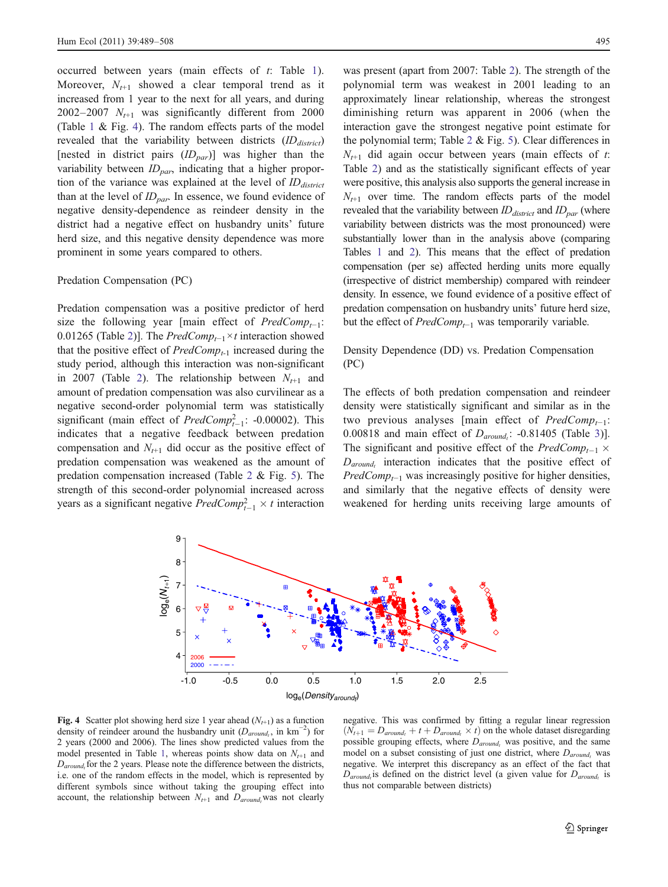occurred between years (main effects of $t$: Table 1). Moreover, $N_{t+1}$ showed a clear temporal trend as it increased from 1 year to the next for all years, and during 2002–2007 $N_{t+1}$ was significantly different from 2000 (Table 1 & Fig. 4). The random effects parts of the model revealed that the variability between districts ($ID_{district}$) [nested in district pairs ($ID_{par}$)] was higher than the variability between $ID_{par}$, indicating that a higher proportion of the variance was explained at the level of $ID_{district}$ than at the level of $ID_{par}$. In essence, we found evidence of negative density-dependence as reindeer density in the district had a negative effect on husbandry units' future herd size, and this negative density dependence was more prominent in some years compared to others.

### Predation Compensation (PC)

Predation compensation was a positive predictor of herd size the following year [main effect of $PredComp_{t-1}$: 0.01265 (Table 2)]. The $PredComp_{t-1} \times t$ interaction showed that the positive effect of $PredComp_{t-1}$ increased during the study period, although this interaction was non-significant in 2007 (Table 2). The relationship between $N_{t+1}$ and amount of predation compensation was also curvilinear as a negative second-order polynomial term was statistically significant (main effect of $PredComp^2_{t-1}$: -0.00002). This indicates that a negative feedback between predation compensation and $N_{t+1}$ did occur as the positive effect of predation compensation was weakened as the amount of predation compensation increased (Table 2 & Fig. 5). The strength of this second-order polynomial increased across years as a significant negative $PredComp^2_{t-1} \times t$ interaction was present (apart from 2007: Table 2). The strength of the polynomial term was weakest in 2001 leading to an approximately linear relationship, whereas the strongest diminishing return was apparent in 2006 (when the interaction gave the strongest negative point estimate for the polynomial term; Table 2 & Fig. 5). Clear differences in $N_{t+1}$ did again occur between years (main effects of $t$: Table 2) and as the statistically significant effects of year were positive, this analysis also supports the general increase in $N_{t+1}$ over time. The random effects parts of the model revealed that the variability between $ID_{district}$ and $ID_{par}$ (where variability between districts was the most pronounced) were substantially lower than in the analysis above (comparing Tables 1 and 2). This means that the effect of predation compensation (per se) affected herding units more equally (irrespective of district membership) compared with reindeer density. In essence, we found evidence of a positive effect of predation compensation on husbandry units' future herd size, but the effect of $PredComp_{t-1}$ was temporarily variable.

### Density Dependence (DD) vs. Predation Compensation (PC)

The effects of both predation compensation and reindeer density were statistically significant and similar as in the two previous analyses [main effect of $PredComp_{t-1}$: 0.00818 and main effect of $D_{around_t}$: -0.81405 (Table 3)]. The significant and positive effect of the $PredComp_{t-1} \times D_{around_t}$ interaction indicates that the positive effect of $PredComp_{t-1}$ was increasingly positive for higher densities, and similarly that the negative effects of density were weakened for herding units receiving large amounts of

**Fig. 4** Scatter plot showing herd size 1 year ahead ($N_{t+1}$) as a function density of reindeer around the husbandry unit ($D_{around_t}$, in km$^{-2}$) for 2 years (2000 and 2006). The lines show predicted values from the model presented in Table 1, whereas points show data on $N_{t+1}$ and $D_{around_t}$ for the 2 years. Please note the difference between the districts, i.e. one of the random effects in the model, which is represented by different symbols since without taking the grouping effect into account, the relationship between $N_{t+1}$ and $D_{around_t}$ was not clearly negative. This was confirmed by fitting a regular linear regression ($N_{t+1} = D_{around_t} + t + D_{around_t} \times t$) on the whole dataset disregarding possible grouping effects, where $D_{around_t}$ was positive, and the same model on a subset consisting of just one district, where $D_{around_t}$ was negative. We interpret this discrepancy as an effect of the fact that $D_{around_t}$ is defined on the district level (a given value for $D_{around_t}$ is thus not comparable between districts)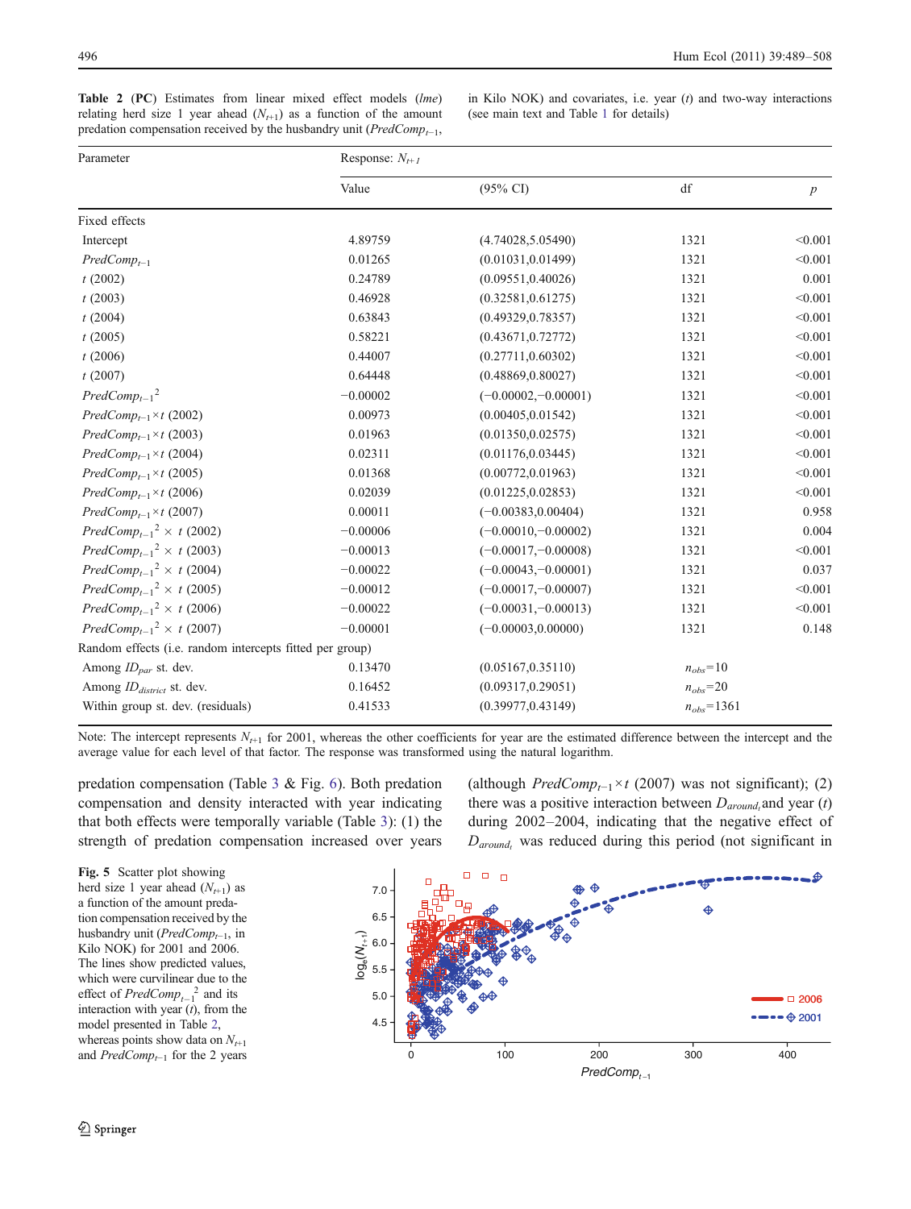**Table 2** (**PC**) Estimates from linear mixed effect models (*lme*) relating herd size 1 year ahead ($N_{t+1}$) as a function of the amount predation compensation received by the husbandry unit ($PredComp_{t-1}$, in Kilo NOK) and covariates, i.e. year ($t$) and two-way interactions (see main text and Table 1 for details)

| Parameter | Response: $N_{t+1}$ | | | |
|---|---|---|---|---|
| | Value | (95% CI) | df | $p$ |
| Fixed effects | | | | |
| Intercept | 4.89759 | (4.74028,5.05490) | 1321 | <0.001 |
| $PredComp_{t-1}$ | 0.01265 | (0.01031,0.01499) | 1321 | <0.001 |
| $t$ (2002) | 0.24789 | (0.09551,0.40026) | 1321 | 0.001 |
| $t$ (2003) | 0.46928 | (0.32581,0.61275) | 1321 | <0.001 |
| $t$ (2004) | 0.63843 | (0.49329,0.78357) | 1321 | <0.001 |
| $t$ (2005) | 0.58221 | (0.43671,0.72772) | 1321 | <0.001 |
| $t$ (2006) | 0.44007 | (0.27711,0.60302) | 1321 | <0.001 |
| $t$ (2007) | 0.64448 | (0.48869,0.80027) | 1321 | <0.001 |
| $PredComp_{t-1}^2$ | −0.00002 | (−0.00002,−0.00001) | 1321 | <0.001 |
| $PredComp_{t-1} \times t$ (2002) | 0.00973 | (0.00405,0.01542) | 1321 | <0.001 |
| $PredComp_{t-1} \times t$ (2003) | 0.01963 | (0.01350,0.02575) | 1321 | <0.001 |
| $PredComp_{t-1} \times t$ (2004) | 0.02311 | (0.01176,0.03445) | 1321 | <0.001 |
| $PredComp_{t-1} \times t$ (2005) | 0.01368 | (0.00772,0.01963) | 1321 | <0.001 |
| $PredComp_{t-1} \times t$ (2006) | 0.02039 | (0.01225,0.02853) | 1321 | <0.001 |
| $PredComp_{t-1} \times t$ (2007) | 0.00011 | (−0.00383,0.00404) | 1321 | 0.958 |
| $PredComp_{t-1}^2 \times t$ (2002) | −0.00006 | (−0.00010,−0.00002) | 1321 | 0.004 |
| $PredComp_{t-1}^2 \times t$ (2003) | −0.00013 | (−0.00017,−0.00008) | 1321 | <0.001 |
| $PredComp_{t-1}^2 \times t$ (2004) | −0.00022 | (−0.00043,−0.00001) | 1321 | 0.037 |
| $PredComp_{t-1}^2 \times t$ (2005) | −0.00012 | (−0.00017,−0.00007) | 1321 | <0.001 |
| $PredComp_{t-1}^2 \times t$ (2006) | −0.00022 | (−0.00031,−0.00013) | 1321 | <0.001 |
| $PredComp_{t-1}^2 \times t$ (2007) | −0.00001 | (−0.00003,0.00000) | 1321 | 0.148 |
| Random effects (i.e. random intercepts fitted per group) | | | | |
| Among $ID_{par}$ st. dev. | 0.13470 | (0.05167,0.35110) | $n_{obs}$=10 | |
| Among $ID_{district}$ st. dev. | 0.16452 | (0.09317,0.29051) | $n_{obs}$=20 | |
| Within group st. dev. (residuals) | 0.41533 | (0.39977,0.43149) | $n_{obs}$=1361 | |

Note: The intercept represents $N_{t+1}$ for 2001, whereas the other coefficients for year are the estimated difference between the intercept and the average value for each level of that factor. The response was transformed using the natural logarithm.

predation compensation (Table 3 & Fig. 6). Both predation compensation and density interacted with year indicating that both effects were temporally variable (Table 3): (1) the strength of predation compensation increased over years (although $PredComp_{t-1} \times t$ (2007) was not significant); (2) there was a positive interaction between $D_{around_t}$ and year ($t$) during 2002–2004, indicating that the negative effect of $D_{around_t}$ was reduced during this period (not significant in

**Fig. 5** Scatter plot showing herd size 1 year ahead ($N_{t+1}$) as a function of the amount predation compensation received by the husbandry unit ($PredComp_{t-1}$, in Kilo NOK) for 2001 and 2006. The lines show predicted values, which were curvilinear due to the effect of $PredComp_{t-1}^2$ and its interaction with year ($t$), from the model presented in Table 2, whereas points show data on $N_{t+1}$ and $PredComp_{t-1}$ for the 2 years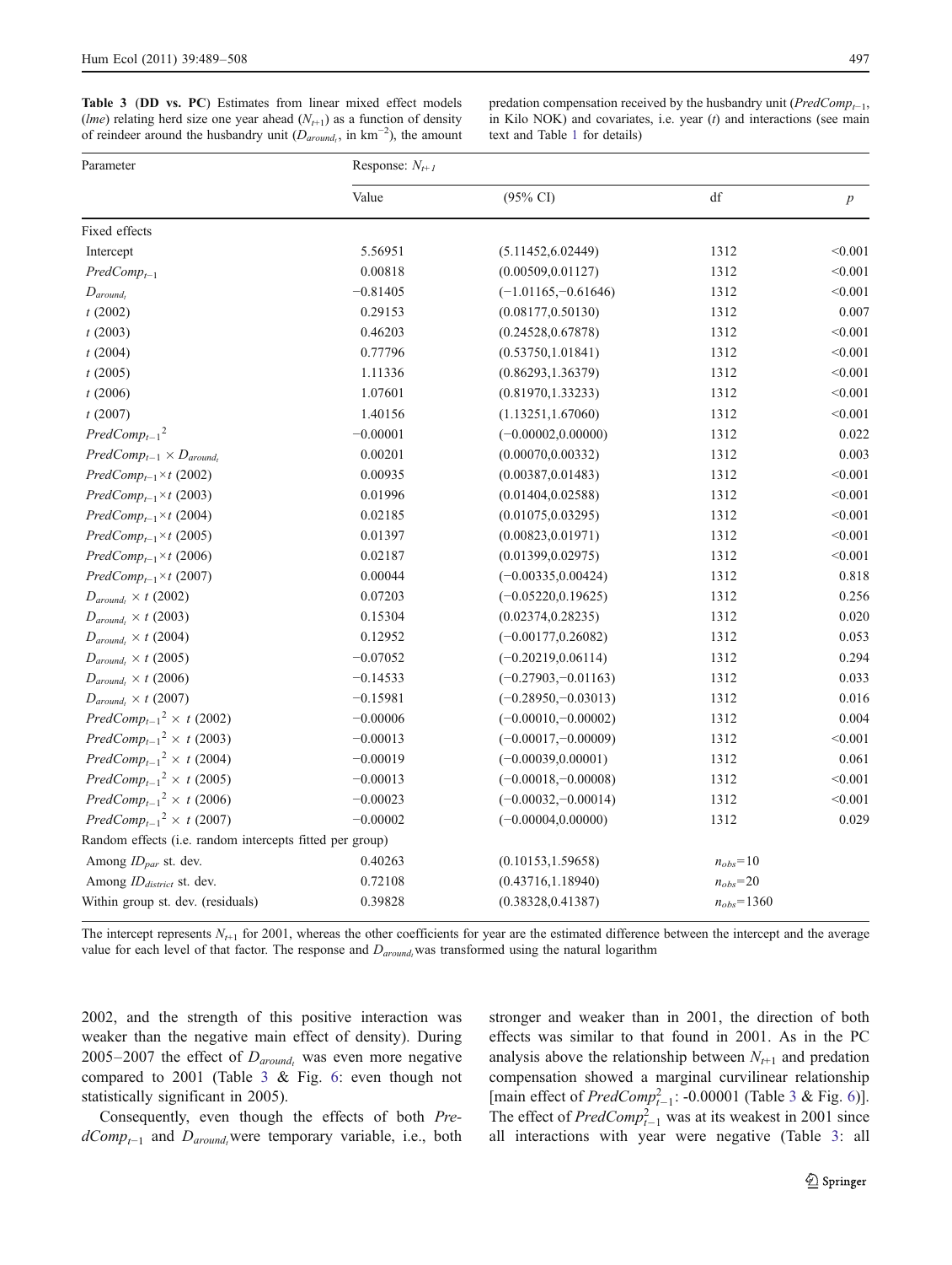**Table 3** (**DD vs. PC**) Estimates from linear mixed effect models (*lme*) relating herd size one year ahead ($N_{t+1}$) as a function of density of reindeer around the husbandry unit ($D_{around_t}$, in km$^{-2}$), the amount predation compensation received by the husbandry unit ($PredComp_{t-1}$, in Kilo NOK) and covariates, i.e. year ($t$) and interactions (see main text and Table 1 for details)

| Parameter | Response: $N_{t+1}$ | | | |
|---|---|---|---|---|
| | Value | (95% CI) | df | $p$ |
| Fixed effects | | | | |
| Intercept | 5.56951 | (5.11452,6.02449) | 1312 | <0.001 |
| $PredComp_{t-1}$ | 0.00818 | (0.00509,0.01127) | 1312 | <0.001 |
| $D_{around_t}$ | −0.81405 | (−1.01165,−0.61646) | 1312 | <0.001 |
| $t$ (2002) | 0.29153 | (0.08177,0.50130) | 1312 | 0.007 |
| $t$ (2003) | 0.46203 | (0.24528,0.67878) | 1312 | <0.001 |
| $t$ (2004) | 0.77796 | (0.53750,1.01841) | 1312 | <0.001 |
| $t$ (2005) | 1.11336 | (0.86293,1.36379) | 1312 | <0.001 |
| $t$ (2006) | 1.07601 | (0.81970,1.33233) | 1312 | <0.001 |
| $t$ (2007) | 1.40156 | (1.13251,1.67060) | 1312 | <0.001 |
| $PredComp_{t-1}^2$ | −0.00001 | (−0.00002,0.00000) | 1312 | 0.022 |
| $PredComp_{t-1} \times D_{around_t}$ | 0.00201 | (0.00070,0.00332) | 1312 | 0.003 |
| $PredComp_{t-1} \times t$ (2002) | 0.00935 | (0.00387,0.01483) | 1312 | <0.001 |
| $PredComp_{t-1} \times t$ (2003) | 0.01996 | (0.01404,0.02588) | 1312 | <0.001 |
| $PredComp_{t-1} \times t$ (2004) | 0.02185 | (0.01075,0.03295) | 1312 | <0.001 |
| $PredComp_{t-1} \times t$ (2005) | 0.01397 | (0.00823,0.01971) | 1312 | <0.001 |
| $PredComp_{t-1} \times t$ (2006) | 0.02187 | (0.01399,0.02975) | 1312 | <0.001 |
| $PredComp_{t-1} \times t$ (2007) | 0.00044 | (−0.00335,0.00424) | 1312 | 0.818 |
| $D_{around_t} \times t$ (2002) | 0.07203 | (−0.05220,0.19625) | 1312 | 0.256 |
| $D_{around_t} \times t$ (2003) | 0.15304 | (0.02374,0.28235) | 1312 | 0.020 |
| $D_{around_t} \times t$ (2004) | 0.12952 | (−0.00177,0.26082) | 1312 | 0.053 |
| $D_{around_t} \times t$ (2005) | −0.07052 | (−0.20219,0.06114) | 1312 | 0.294 |
| $D_{around_t} \times t$ (2006) | −0.14533 | (−0.27903,−0.01163) | 1312 | 0.033 |
| $D_{around_t} \times t$ (2007) | −0.15981 | (−0.28950,−0.03013) | 1312 | 0.016 |
| $PredComp_{t-1}^2 \times t$ (2002) | −0.00006 | (−0.00010,−0.00002) | 1312 | 0.004 |
| $PredComp_{t-1}^2 \times t$ (2003) | −0.00013 | (−0.00017,−0.00009) | 1312 | <0.001 |
| $PredComp_{t-1}^2 \times t$ (2004) | −0.00019 | (−0.00039,0.00001) | 1312 | 0.061 |
| $PredComp_{t-1}^2 \times t$ (2005) | −0.00013 | (−0.00018,−0.00008) | 1312 | <0.001 |
| $PredComp_{t-1}^2 \times t$ (2006) | −0.00023 | (−0.00032,−0.00014) | 1312 | <0.001 |
| $PredComp_{t-1}^2 \times t$ (2007) | −0.00002 | (−0.00004,0.00000) | 1312 | 0.029 |
| Random effects (i.e. random intercepts fitted per group) | | | | |
| Among $ID_{par}$ st. dev. | 0.40263 | (0.10153,1.59658) | $n_{obs}$=10 | |
| Among $ID_{district}$ st. dev. | 0.72108 | (0.43716,1.18940) | $n_{obs}$=20 | |
| Within group st. dev. (residuals) | 0.39828 | (0.38328,0.41387) | $n_{obs}$=1360 | |

The intercept represents $N_{t+1}$ for 2001, whereas the other coefficients for year are the estimated difference between the intercept and the average value for each level of that factor. The response and $D_{around_t}$ was transformed using the natural logarithm

2002, and the strength of this positive interaction was weaker than the negative main effect of density). During 2005–2007 the effect of $D_{around_t}$ was even more negative compared to 2001 (Table 3 & Fig. 6: even though not statistically significant in 2005).

Consequently, even though the effects of both $PredComp_{t-1}$ and $D_{around_t}$ were temporary variable, i.e., both stronger and weaker than in 2001, the direction of both effects was similar to that found in 2001. As in the PC analysis above the relationship between $N_{t+1}$ and predation compensation showed a marginal curvilinear relationship [main effect of $PredComp_{t-1}^2$: -0.00001 (Table 3 & Fig. 6)]. The effect of $PredComp_{t-1}^2$ was at its weakest in 2001 since all interactions with year were negative (Table 3: all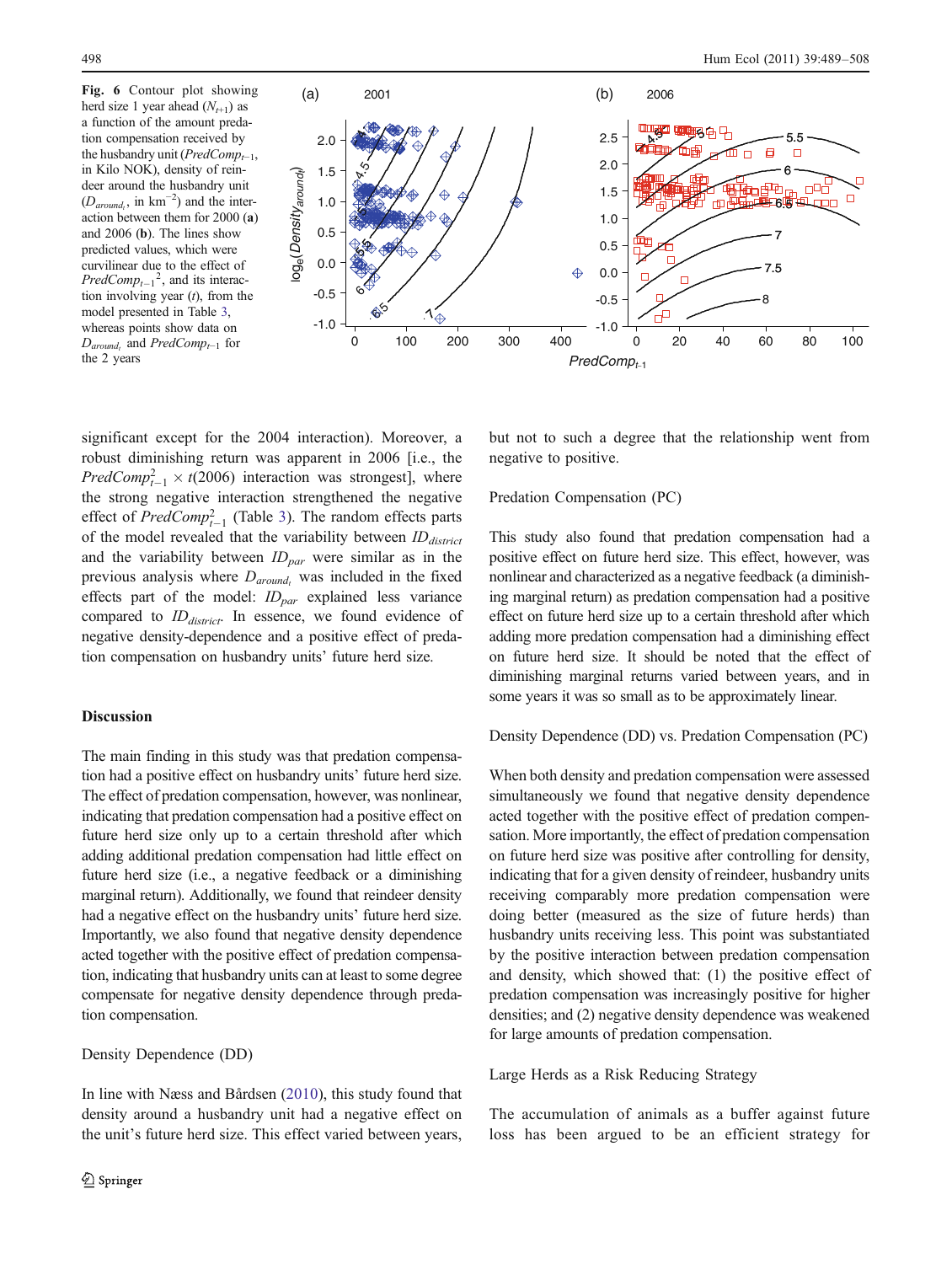**Fig. 6** Contour plot showing herd size 1 year ahead ($N_{t+1}$) as a function of the amount predation compensation received by the husbandry unit ($PredComp_{t-1}$, in Kilo NOK), density of reindeer around the husbandry unit ($D_{around_t}$, in km$^{-2}$) and the interaction between them for 2000 (**a**) and 2006 (**b**). The lines show predicted values, which were curvilinear due to the effect of $PredComp_{t-1}{}^2$, and its interaction involving year ($t$), from the model presented in Table 3, whereas points show data on $D_{around_t}$ and $PredComp_{t-1}$ for the 2 years

(a) 2001

(b) 2006

$\log_e(Density_{around_t})$

$PredComp_{t-1}$

significant except for the 2004 interaction). Moreover, a robust diminishing return was apparent in 2006 [i.e., the $PredComp^2_{t-1} \times t(2006)$ interaction was strongest], where the strong negative interaction strengthened the negative effect of $PredComp^2_{t-1}$ (Table 3). The random effects parts of the model revealed that the variability between $ID_{district}$ and the variability between $ID_{par}$ were similar as in the previous analysis where $D_{around_t}$ was included in the fixed effects part of the model: $ID_{par}$ explained less variance compared to $ID_{district}$. In essence, we found evidence of negative density-dependence and a positive effect of predation compensation on husbandry units' future herd size.

## Discussion

The main finding in this study was that predation compensation had a positive effect on husbandry units' future herd size. The effect of predation compensation, however, was nonlinear, indicating that predation compensation had a positive effect on future herd size only up to a certain threshold after which adding additional predation compensation had little effect on future herd size (i.e., a negative feedback or a diminishing marginal return). Additionally, we found that reindeer density had a negative effect on the husbandry units' future herd size. Importantly, we also found that negative density dependence acted together with the positive effect of predation compensation, indicating that husbandry units can at least to some degree compensate for negative density dependence through predation compensation.

### Density Dependence (DD)

In line with Næss and Bårdsen (2010), this study found that density around a husbandry unit had a negative effect on the unit's future herd size. This effect varied between years, but not to such a degree that the relationship went from negative to positive.

### Predation Compensation (PC)

This study also found that predation compensation had a positive effect on future herd size. This effect, however, was nonlinear and characterized as a negative feedback (a diminishing marginal return) as predation compensation had a positive effect on future herd size up to a certain threshold after which adding more predation compensation had a diminishing effect on future herd size. It should be noted that the effect of diminishing marginal returns varied between years, and in some years it was so small as to be approximately linear.

### Density Dependence (DD) vs. Predation Compensation (PC)

When both density and predation compensation were assessed simultaneously we found that negative density dependence acted together with the positive effect of predation compensation. More importantly, the effect of predation compensation on future herd size was positive after controlling for density, indicating that for a given density of reindeer, husbandry units receiving comparably more predation compensation were doing better (measured as the size of future herds) than husbandry units receiving less. This point was substantiated by the positive interaction between predation compensation and density, which showed that: (1) the positive effect of predation compensation was increasingly positive for higher densities; and (2) negative density dependence was weakened for large amounts of predation compensation.

### Large Herds as a Risk Reducing Strategy

The accumulation of animals as a buffer against future loss has been argued to be an efficient strategy for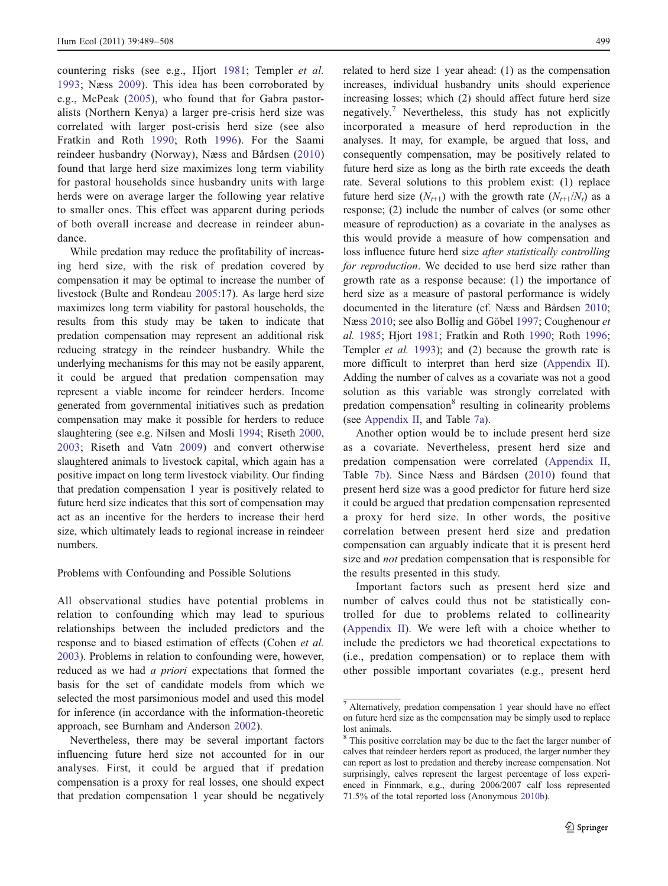countering risks (see e.g., Hjort 1981; Templer *et al.* 1993; Næss 2009). This idea has been corroborated by e.g., McPeak (2005), who found that for Gabra pastoralists (Northern Kenya) a larger pre-crisis herd size was correlated with larger post-crisis herd size (see also Fratkin and Roth 1990; Roth 1996). For the Saami reindeer husbandry (Norway), Næss and Bårdsen (2010) found that large herd size maximizes long term viability for pastoral households since husbandry units with large herds were on average larger the following year relative to smaller ones. This effect was apparent during periods of both overall increase and decrease in reindeer abundance.

While predation may reduce the profitability of increasing herd size, with the risk of predation covered by compensation it may be optimal to increase the number of livestock (Bulte and Rondeau 2005:17). As large herd size maximizes long term viability for pastoral households, the results from this study may be taken to indicate that predation compensation may represent an additional risk reducing strategy in the reindeer husbandry. While the underlying mechanisms for this may not be easily apparent, it could be argued that predation compensation may represent a viable income for reindeer herders. Income generated from governmental initiatives such as predation compensation may make it possible for herders to reduce slaughtering (see e.g. Nilsen and Mosli 1994; Riseth 2000, 2003; Riseth and Vatn 2009) and convert otherwise slaughtered animals to livestock capital, which again has a positive impact on long term livestock viability. Our finding that predation compensation 1 year is positively related to future herd size indicates that this sort of compensation may act as an incentive for the herders to increase their herd size, which ultimately leads to regional increase in reindeer numbers.

## Problems with Confounding and Possible Solutions

All observational studies have potential problems in relation to confounding which may lead to spurious relationships between the included predictors and the response and to biased estimation of effects (Cohen *et al.* 2003). Problems in relation to confounding were, however, reduced as we had *a priori* expectations that formed the basis for the set of candidate models from which we selected the most parsimonious model and used this model for inference (in accordance with the information-theoretic approach, see Burnham and Anderson 2002).

Nevertheless, there may be several important factors influencing future herd size not accounted for in our analyses. First, it could be argued that if predation compensation is a proxy for real losses, one should expect that predation compensation 1 year should be negatively related to herd size 1 year ahead: (1) as the compensation increases, individual husbandry units should experience increasing losses; which (2) should affect future herd size negatively.[7] Nevertheless, this study has not explicitly incorporated a measure of herd reproduction in the analyses. It may, for example, be argued that loss, and consequently compensation, may be positively related to future herd size as long as the birth rate exceeds the death rate. Several solutions to this problem exist: (1) replace future herd size ($N_{t+1}$) with the growth rate ($N_{t+1}/N_t$) as a response; (2) include the number of calves (or some other measure of reproduction) as a covariate in the analyses as this would provide a measure of how compensation and loss influence future herd size *after statistically controlling for reproduction*. We decided to use herd size rather than growth rate as a response because: (1) the importance of herd size as a measure of pastoral performance is widely documented in the literature (cf. Næss and Bårdsen 2010; Næss 2010; see also Bollig and Göbel 1997; Coughenour *et al.* 1985; Hjort 1981; Fratkin and Roth 1990; Roth 1996; Templer *et al.* 1993); and (2) because the growth rate is more difficult to interpret than herd size (Appendix II). Adding the number of calves as a covariate was not a good solution as this variable was strongly correlated with predation compensation[8] resulting in colinearity problems (see Appendix II, and Table 7a).

Another option would be to include present herd size as a covariate. Nevertheless, present herd size and predation compensation were correlated (Appendix II, Table 7b). Since Næss and Bårdsen (2010) found that present herd size was a good predictor for future herd size it could be argued that predation compensation represented a proxy for herd size. In other words, the positive correlation between present herd size and predation compensation can arguably indicate that it is present herd size and *not* predation compensation that is responsible for the results presented in this study.

Important factors such as present herd size and number of calves could thus not be statistically controlled for due to problems related to collinearity (Appendix II). We were left with a choice whether to include the predictors we had theoretical expectations to (i.e., predation compensation) or to replace them with other possible important covariates (e.g., present herd

---

[7] Alternatively, predation compensation 1 year should have no effect on future herd size as the compensation may be simply used to replace lost animals.

[8] This positive correlation may be due to the fact the larger number of calves that reindeer herders report as produced, the larger number they can report as lost to predation and thereby increase compensation. Not surprisingly, calves represent the largest percentage of loss experienced in Finnmark, e.g., during 2006/2007 calf loss represented 71.5% of the total reported loss (Anonymous 2010b).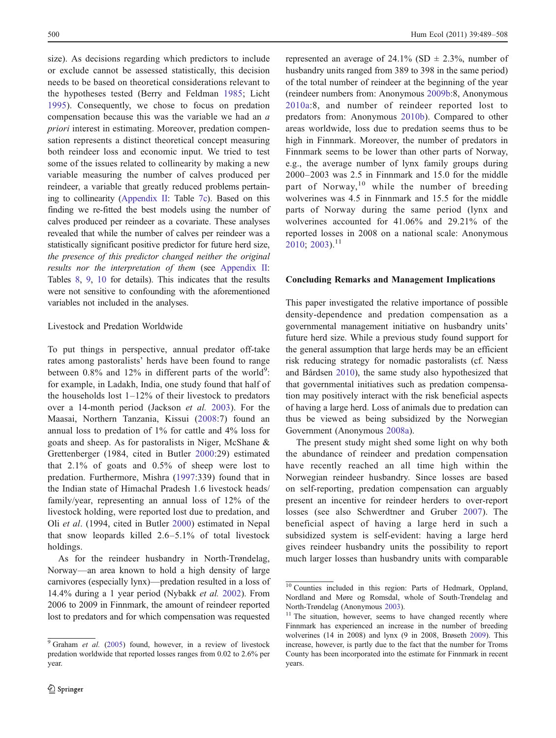size). As decisions regarding which predictors to include or exclude cannot be assessed statistically, this decision needs to be based on theoretical considerations relevant to the hypotheses tested (Berry and Feldman 1985; Licht 1995). Consequently, we chose to focus on predation compensation because this was the variable we had an *a priori* interest in estimating. Moreover, predation compensation represents a distinct theoretical concept measuring both reindeer loss and economic input. We tried to test some of the issues related to collinearity by making a new variable measuring the number of calves produced per reindeer, a variable that greatly reduced problems pertaining to collinearity (Appendix II: Table 7c). Based on this finding we re-fitted the best models using the number of calves produced per reindeer as a covariate. These analyses revealed that while the number of calves per reindeer was a statistically significant positive predictor for future herd size, *the presence of this predictor changed neither the original results nor the interpretation of them* (see Appendix II: Tables 8, 9, 10 for details). This indicates that the results were not sensitive to confounding with the aforementioned variables not included in the analyses.

### Livestock and Predation Worldwide

To put things in perspective, annual predator off-take rates among pastoralists' herds have been found to range between 0.8% and 12% in different parts of the world[9]: for example, in Ladakh, India, one study found that half of the households lost 1–12% of their livestock to predators over a 14-month period (Jackson *et al.* 2003). For the Maasai, Northern Tanzania, Kissui (2008:7) found an annual loss to predation of 1% for cattle and 4% loss for goats and sheep. As for pastoralists in Niger, McShane & Grettenberger (1984, cited in Butler 2000:29) estimated that 2.1% of goats and 0.5% of sheep were lost to predation. Furthermore, Mishra (1997:339) found that in the Indian state of Himachal Pradesh 1.6 livestock heads/family/year, representing an annual loss of 12% of the livestock holding, were reported lost due to predation, and Oli *et al*. (1994, cited in Butler 2000) estimated in Nepal that snow leopards killed 2.6–5.1% of total livestock holdings.

As for the reindeer husbandry in North-Trøndelag, Norway—an area known to hold a high density of large carnivores (especially lynx)—predation resulted in a loss of 14.4% during a 1 year period (Nybakk *et al.* 2002). From 2006 to 2009 in Finnmark, the amount of reindeer reported lost to predators and for which compensation was requested represented an average of 24.1% (SD ± 2.3%, number of husbandry units ranged from 389 to 398 in the same period) of the total number of reindeer at the beginning of the year (reindeer numbers from: Anonymous 2009b:8, Anonymous 2010a:8, and number of reindeer reported lost to predators from: Anonymous 2010b). Compared to other areas worldwide, loss due to predation seems thus to be high in Finnmark. Moreover, the number of predators in Finnmark seems to be lower than other parts of Norway, e.g., the average number of lynx family groups during 2000–2003 was 2.5 in Finnmark and 15.0 for the middle part of Norway,[10] while the number of breeding wolverines was 4.5 in Finnmark and 15.5 for the middle parts of Norway during the same period (lynx and wolverines accounted for 41.06% and 29.21% of the reported losses in 2008 on a national scale: Anonymous 2010; 2003).[11]

## Concluding Remarks and Management Implications

This paper investigated the relative importance of possible density-dependence and predation compensation as a governmental management initiative on husbandry units' future herd size. While a previous study found support for the general assumption that large herds may be an efficient risk reducing strategy for nomadic pastoralists (cf. Næss and Bårdsen 2010), the same study also hypothesized that that governmental initiatives such as predation compensation may positively interact with the risk beneficial aspects of having a large herd. Loss of animals due to predation can thus be viewed as being subsidized by the Norwegian Government (Anonymous 2008a).

The present study might shed some light on why both the abundance of reindeer and predation compensation have recently reached an all time high within the Norwegian reindeer husbandry. Since losses are based on self-reporting, predation compensation can arguably present an incentive for reindeer herders to over-report losses (see also Schwerdtner and Gruber 2007). The beneficial aspect of having a large herd in such a subsidized system is self-evident: having a large herd gives reindeer husbandry units the possibility to report much larger losses than husbandry units with comparable

---

[9] Graham *et al.* (2005) found, however, in a review of livestock predation worldwide that reported losses ranges from 0.02 to 2.6% per year.

[10] Counties included in this region: Parts of Hedmark, Oppland, Nordland and Møre og Romsdal, whole of South-Trøndelag and North-Trøndelag (Anonymous 2003).

[11] The situation, however, seems to have changed recently where Finnmark has experienced an increase in the number of breeding wolverines (14 in 2008) and lynx (9 in 2008, Brøseth 2009). This increase, however, is partly due to the fact that the number for Troms County has been incorporated into the estimate for Finnmark in recent years.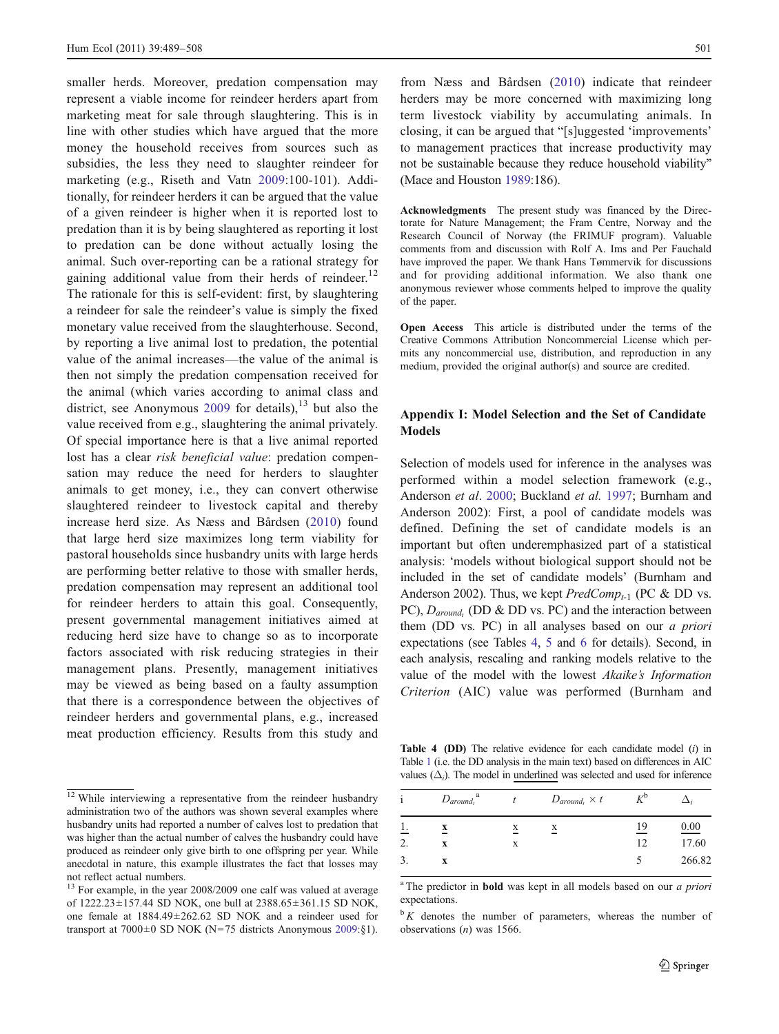smaller herds. Moreover, predation compensation may represent a viable income for reindeer herders apart from marketing meat for sale through slaughtering. This is in line with other studies which have argued that the more money the household receives from sources such as subsidies, the less they need to slaughter reindeer for marketing (e.g., Riseth and Vatn 2009:100-101). Additionally, for reindeer herders it can be argued that the value of a given reindeer is higher when it is reported lost to predation than it is by being slaughtered as reporting it lost to predation can be done without actually losing the animal. Such over-reporting can be a rational strategy for gaining additional value from their herds of reindeer.[12] The rationale for this is self-evident: first, by slaughtering a reindeer for sale the reindeer's value is simply the fixed monetary value received from the slaughterhouse. Second, by reporting a live animal lost to predation, the potential value of the animal increases—the value of the animal is then not simply the predation compensation received for the animal (which varies according to animal class and district, see Anonymous 2009 for details),[13] but also the value received from e.g., slaughtering the animal privately. Of special importance here is that a live animal reported lost has a clear *risk beneficial value*: predation compensation may reduce the need for herders to slaughter animals to get money, i.e., they can convert otherwise slaughtered reindeer to livestock capital and thereby increase herd size. As Næss and Bårdsen (2010) found that large herd size maximizes long term viability for pastoral households since husbandry units with large herds are performing better relative to those with smaller herds, predation compensation may represent an additional tool for reindeer herders to attain this goal. Consequently, present governmental management initiatives aimed at reducing herd size have to change so as to incorporate factors associated with risk reducing strategies in their management plans. Presently, management initiatives may be viewed as being based on a faulty assumption that there is a correspondence between the objectives of reindeer herders and governmental plans, e.g., increased meat production efficiency. Results from this study and from Næss and Bårdsen (2010) indicate that reindeer herders may be more concerned with maximizing long term livestock viability by accumulating animals. In closing, it can be argued that "[s]uggested 'improvements' to management practices that increase productivity may not be sustainable because they reduce household viability" (Mace and Houston 1989:186).

[12] While interviewing a representative from the reindeer husbandry administration two of the authors was shown several examples where husbandry units had reported a number of calves lost to predation that was higher than the actual number of calves the husbandry could have produced as reindeer only give birth to one offspring per year. While anecdotal in nature, this example illustrates the fact that losses may not reflect actual numbers.

[13] For example, in the year 2008/2009 one calf was valued at average of 1222.23±157.44 SD NOK, one bull at 2388.65±361.15 SD NOK, one female at 1884.49±262.62 SD NOK and a reindeer used for transport at 7000±0 SD NOK (N=75 districts Anonymous 2009:§1).

**Acknowledgments** The present study was financed by the Directorate for Nature Management; the Fram Centre, Norway and the Research Council of Norway (the FRIMUF program). Valuable comments from and discussion with Rolf A. Ims and Per Fauchald have improved the paper. We thank Hans Tømmervik for discussions and for providing additional information. We also thank one anonymous reviewer whose comments helped to improve the quality of the paper.

**Open Access** This article is distributed under the terms of the Creative Commons Attribution Noncommercial License which permits any noncommercial use, distribution, and reproduction in any medium, provided the original author(s) and source are credited.

## Appendix I: Model Selection and the Set of Candidate Models

Selection of models used for inference in the analyses was performed within a model selection framework (e.g., Anderson *et al*. 2000; Buckland *et al.* 1997; Burnham and Anderson 2002): First, a pool of candidate models was defined. Defining the set of candidate models is an important but often underemphasized part of a statistical analysis: 'models without biological support should not be included in the set of candidate models' (Burnham and Anderson 2002). Thus, we kept $PredComp_{t-1}$ (PC & DD vs. PC), $D_{around_t}$ (DD & DD vs. PC) and the interaction between them (DD vs. PC) in all analyses based on our *a priori* expectations (see Tables 4, 5 and 6 for details). Second, in each analysis, rescaling and ranking models relative to the value of the model with the lowest *Akaike's Information Criterion* (AIC) value was performed (Burnham and

**Table 4 (DD)** The relative evidence for each candidate model ($i$) in Table 1 (i.e. the DD analysis in the main text) based on differences in AIC values ($\Delta_i$). The model in underlined was selected and used for inference

| i | $D_{around_t}$[a] | $t$ | $D_{around_t} \times t$ | $K$[b] | $\Delta_i$ |
|---|---|---|---|---|---|
| <u>1.</u> | <u>**x**</u> | <u>x</u> | <u>x</u> | <u>19</u> | <u>0.00</u> |
| 2. | **x** | x | | 12 | 17.60 |
| 3. | **x** | | | 5 | 266.82 |

[a] The predictor in **bold** was kept in all models based on our *a priori* expectations.

[b] $K$ denotes the number of parameters, whereas the number of observations ($n$) was 1566.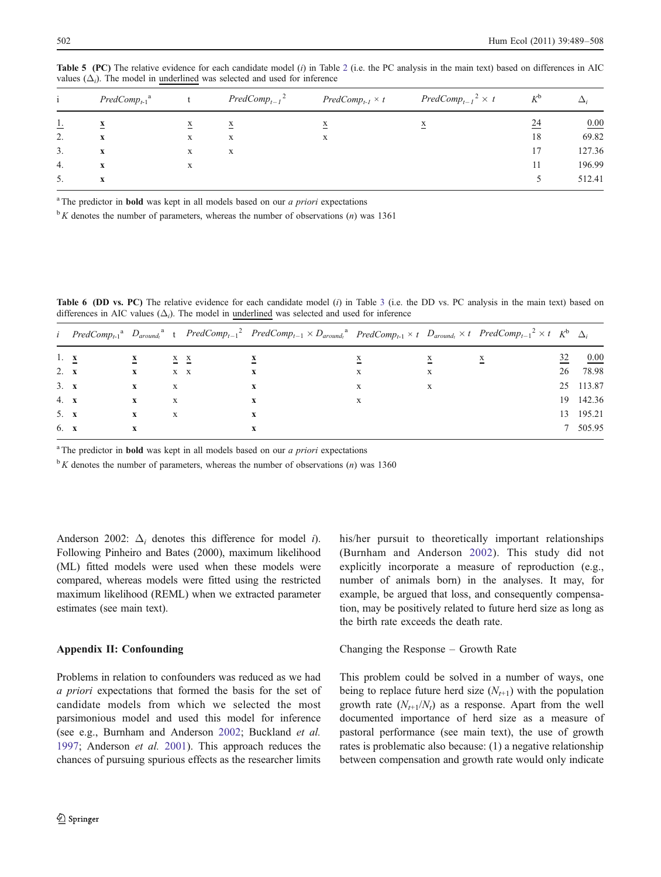**Table 5 (PC)** The relative evidence for each candidate model ($i$) in Table 2 (i.e. the PC analysis in the main text) based on differences in AIC values ($\Delta_i$). The model in underlined was selected and used for inference

| i | $PredComp_{t-1}$[a] | t | $PredComp_{t-1}^2$ | $PredComp_{t-1} \times t$ | $PredComp_{t-1}^2 \times t$ | $K$[b] | $\Delta_i$ |
|---|---|---|---|---|---|---|---|
| <u>1.</u> | <u>**x**</u> | <u>x</u> | <u>x</u> | <u>x</u> | <u>x</u> | <u>24</u> | <u>0.00</u> |
| 2. | **x** | x | x | x | | 18 | 69.82 |
| 3. | **x** | x | x | | | 17 | 127.36 |
| 4. | **x** | x | | | | 11 | 196.99 |
| 5. | **x** | | | | | 5 | 512.41 |

[a] The predictor in **bold** was kept in all models based on our *a priori* expectations

[b] $K$ denotes the number of parameters, whereas the number of observations ($n$) was 1361

**Table 6 (DD vs. PC)** The relative evidence for each candidate model ($i$) in Table 3 (i.e. the DD vs. PC analysis in the main text) based on differences in AIC values ($\Delta_i$). The model in underlined was selected and used for inference

| $i$ | $PredComp_{t-1}$[a] | $D_{around_t}$[a] | t | $PredComp_{t-1}^2$ | $PredComp_{t-1} \times D_{around_t}$[a] | $PredComp_{t-1} \times t$ | $D_{around_t} \times t$ | $PredComp_{t-1}^2 \times t$ | $K$[b] | $\Delta_i$ |
|---|---|---|---|---|---|---|---|---|---|---|
| <u>1.</u> | <u>**x**</u> | <u>**x**</u> | <u>x</u> | <u>x</u> | <u>**x**</u> | <u>x</u> | <u>x</u> | <u>x</u> | <u>32</u> | <u>0.00</u> |
| 2. | **x** | **x** | x | x | **x** | x | x | | 26 | 78.98 |
| 3. | **x** | **x** | x | | **x** | x | x | | 25 | 113.87 |
| 4. | **x** | **x** | x | | **x** | x | | | 19 | 142.36 |
| 5. | **x** | **x** | x | | **x** | | | | 13 | 195.21 |
| 6. | **x** | **x** | | | **x** | | | | 7 | 505.95 |

[a] The predictor in **bold** was kept in all models based on our *a priori* expectations

[b] $K$ denotes the number of parameters, whereas the number of observations ($n$) was 1360

Anderson 2002: $\Delta_i$ denotes this difference for model $i$). Following Pinheiro and Bates (2000), maximum likelihood (ML) fitted models were used when these models were compared, whereas models were fitted using the restricted maximum likelihood (REML) when we extracted parameter estimates (see main text).

## Appendix II: Confounding

Problems in relation to confounders was reduced as we had *a priori* expectations that formed the basis for the set of candidate models from which we selected the most parsimonious model and used this model for inference (see e.g., Burnham and Anderson 2002; Buckland *et al.* 1997; Anderson *et al.* 2001). This approach reduces the chances of pursuing spurious effects as the researcher limits his/her pursuit to theoretically important relationships (Burnham and Anderson 2002). This study did not explicitly incorporate a measure of reproduction (e.g., number of animals born) in the analyses. It may, for example, be argued that loss, and consequently compensation, may be positively related to future herd size as long as the birth rate exceeds the death rate.

### Changing the Response – Growth Rate

This problem could be solved in a number of ways, one being to replace future herd size ($N_{t+1}$) with the population growth rate ($N_{t+1}/N_t$) as a response. Apart from the well documented importance of herd size as a measure of pastoral performance (see main text), the use of growth rates is problematic also because: (1) a negative relationship between compensation and growth rate would only indicate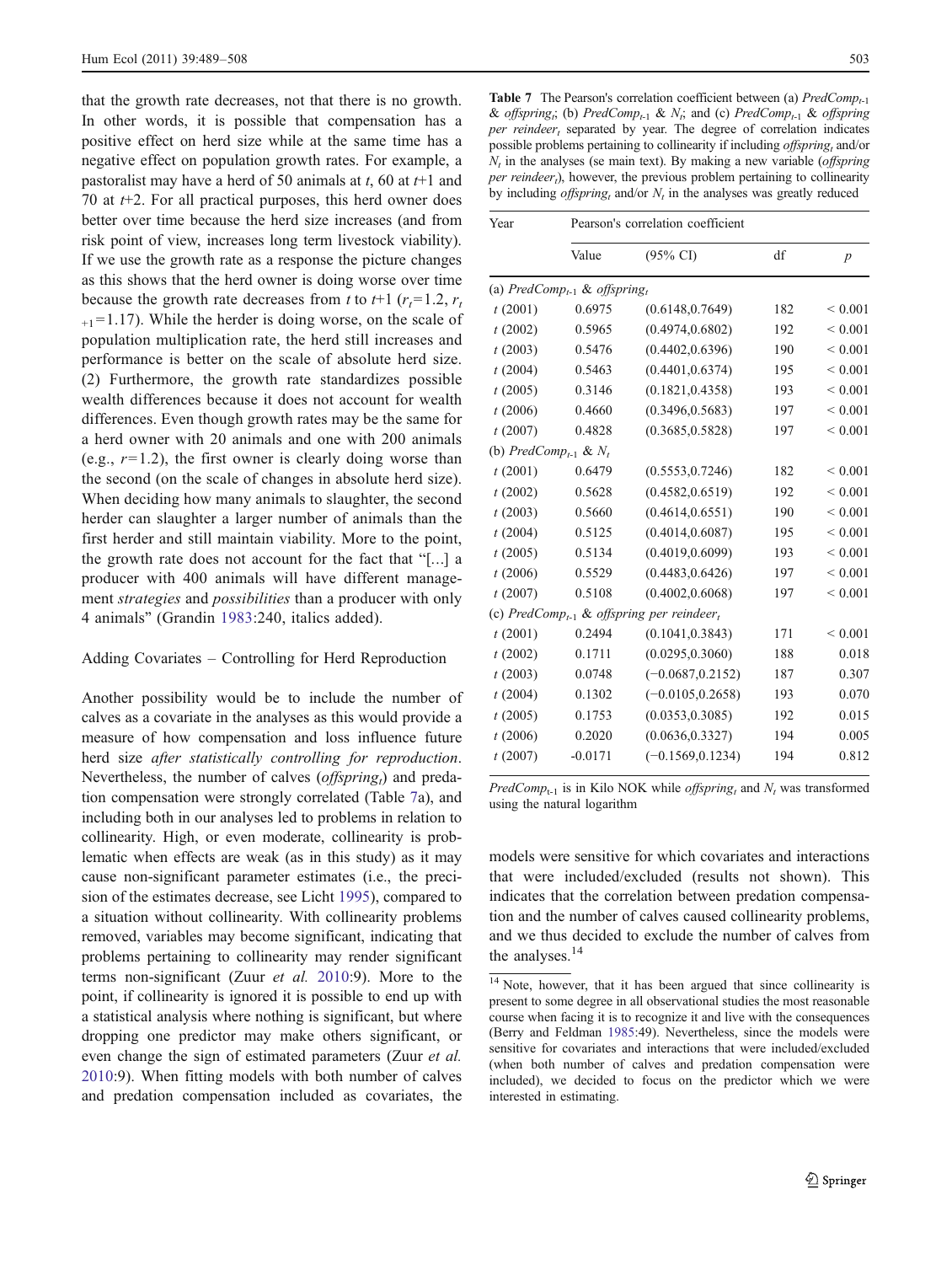that the growth rate decreases, not that there is no growth. In other words, it is possible that compensation has a positive effect on herd size while at the same time has a negative effect on population growth rates. For example, a pastoralist may have a herd of 50 animals at $t$, 60 at $t$+1 and 70 at $t$+2. For all practical purposes, this herd owner does better over time because the herd size increases (and from risk point of view, increases long term livestock viability). If we use the growth rate as a response the picture changes as this shows that the herd owner is doing worse over time because the growth rate decreases from $t$ to $t$+1 ($r_t$=1.2, $r_{t+1}$=1.17). While the herder is doing worse, on the scale of population multiplication rate, the herd still increases and performance is better on the scale of absolute herd size. (2) Furthermore, the growth rate standardizes possible wealth differences because it does not account for wealth differences. Even though growth rates may be the same for a herd owner with 20 animals and one with 200 animals (e.g., $r$=1.2), the first owner is clearly doing worse than the second (on the scale of changes in absolute herd size). When deciding how many animals to slaughter, the second herder can slaughter a larger number of animals than the first herder and still maintain viability. More to the point, the growth rate does not account for the fact that "[...] a producer with 400 animals will have different management *strategies* and *possibilities* than a producer with only 4 animals" (Grandin 1983:240, italics added).

### Adding Covariates – Controlling for Herd Reproduction

Another possibility would be to include the number of calves as a covariate in the analyses as this would provide a measure of how compensation and loss influence future herd size *after statistically controlling for reproduction*. Nevertheless, the number of calves (*offspring*$_t$) and predation compensation were strongly correlated (Table 7a), and including both in our analyses led to problems in relation to collinearity. High, or even moderate, collinearity is problematic when effects are weak (as in this study) as it may cause non-significant parameter estimates (i.e., the precision of the estimates decrease, see Licht 1995), compared to a situation without collinearity. With collinearity problems removed, variables may become significant, indicating that problems pertaining to collinearity may render significant terms non-significant (Zuur *et al.* 2010:9). More to the point, if collinearity is ignored it is possible to end up with a statistical analysis where nothing is significant, but where dropping one predictor may make others significant, or even change the sign of estimated parameters (Zuur *et al.* 2010:9). When fitting models with both number of calves and predation compensation included as covariates, the models were sensitive for which covariates and interactions that were included/excluded (results not shown). This indicates that the correlation between predation compensation and the number of calves caused collinearity problems, and we thus decided to exclude the number of calves from the analyses.[14]

**Table 7** The Pearson's correlation coefficient between (a) *PredComp*$_{t-1}$ & *offspring*$_t$; (b) *PredComp*$_{t-1}$ & $N_t$; and (c) *PredComp*$_{t-1}$ & *offspring per reindeer*$_t$ separated by year. The degree of correlation indicates possible problems pertaining to collinearity if including *offspring*$_t$ and/or $N_t$ in the analyses (se main text). By making a new variable (*offspring per reindeer*$_t$), however, the previous problem pertaining to collinearity by including *offspring*$_t$ and/or $N_t$ in the analyses was greatly reduced

| Year | Pearson's correlation coefficient | | | |
|---|---|---|---|---|
| | Value | (95% CI) | df | $p$ |
| (a) *PredComp*$_{t-1}$ & *offspring*$_t$ | | | | |
| $t$ (2001) | 0.6975 | (0.6148,0.7649) | 182 | < 0.001 |
| $t$ (2002) | 0.5965 | (0.4974,0.6802) | 192 | < 0.001 |
| $t$ (2003) | 0.5476 | (0.4402,0.6396) | 190 | < 0.001 |
| $t$ (2004) | 0.5463 | (0.4401,0.6374) | 195 | < 0.001 |
| $t$ (2005) | 0.3146 | (0.1821,0.4358) | 193 | < 0.001 |
| $t$ (2006) | 0.4660 | (0.3496,0.5683) | 197 | < 0.001 |
| $t$ (2007) | 0.4828 | (0.3685,0.5828) | 197 | < 0.001 |
| (b) *PredComp*$_{t-1}$ & $N_t$ | | | | |
| $t$ (2001) | 0.6479 | (0.5553,0.7246) | 182 | < 0.001 |
| $t$ (2002) | 0.5628 | (0.4582,0.6519) | 192 | < 0.001 |
| $t$ (2003) | 0.5660 | (0.4614,0.6551) | 190 | < 0.001 |
| $t$ (2004) | 0.5125 | (0.4014,0.6087) | 195 | < 0.001 |
| $t$ (2005) | 0.5134 | (0.4019,0.6099) | 193 | < 0.001 |
| $t$ (2006) | 0.5529 | (0.4483,0.6426) | 197 | < 0.001 |
| $t$ (2007) | 0.5108 | (0.4002,0.6068) | 197 | < 0.001 |
| (c) *PredComp*$_{t-1}$ & *offspring per reindeer*$_t$ | | | | |
| $t$ (2001) | 0.2494 | (0.1041,0.3843) | 171 | < 0.001 |
| $t$ (2002) | 0.1711 | (0.0295,0.3060) | 188 | 0.018 |
| $t$ (2003) | 0.0748 | (−0.0687,0.2152) | 187 | 0.307 |
| $t$ (2004) | 0.1302 | (−0.0105,0.2658) | 193 | 0.070 |
| $t$ (2005) | 0.1753 | (0.0353,0.3085) | 192 | 0.015 |
| $t$ (2006) | 0.2020 | (0.0636,0.3327) | 194 | 0.005 |
| $t$ (2007) | -0.0171 | (−0.1569,0.1234) | 194 | 0.812 |

*PredComp*$_{t-1}$ is in Kilo NOK while *offspring*$_t$ and $N_t$ was transformed using the natural logarithm

[14] Note, however, that it has been argued that since collinearity is present to some degree in all observational studies the most reasonable course when facing it is to recognize it and live with the consequences (Berry and Feldman 1985:49). Nevertheless, since the models were sensitive for covariates and interactions that were included/excluded (when both number of calves and predation compensation were included), we decided to focus on the predictor which we were interested in estimating.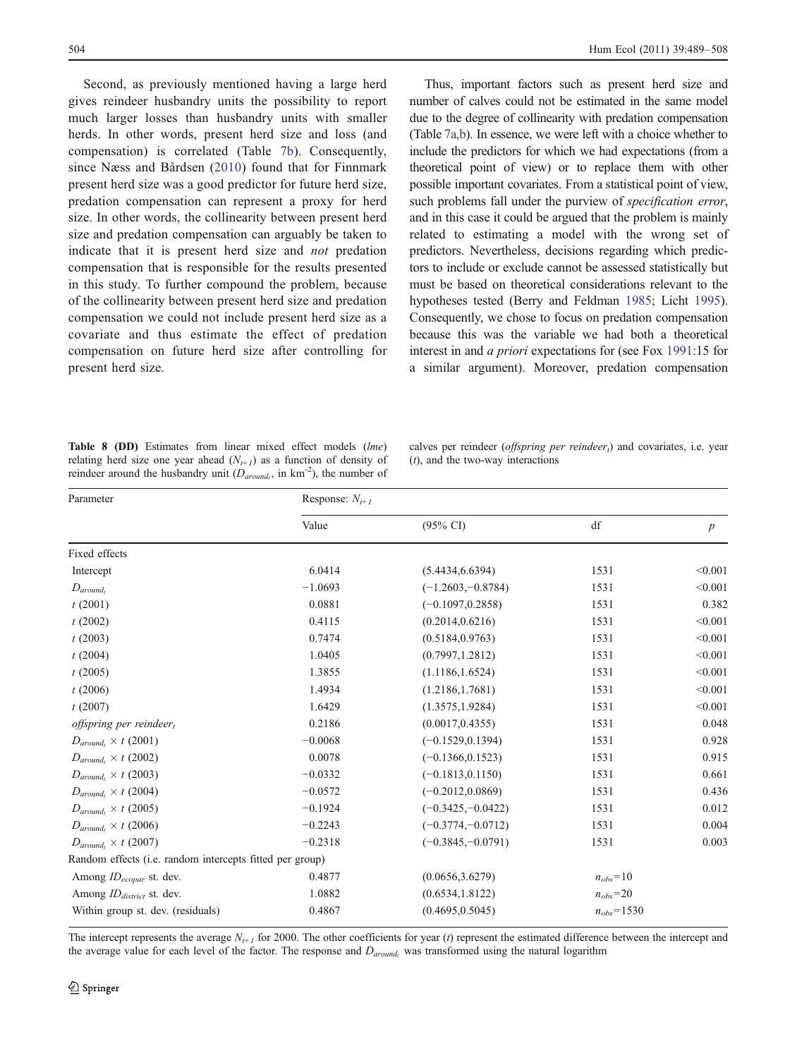Second, as previously mentioned having a large herd gives reindeer husbandry units the possibility to report much larger losses than husbandry units with smaller herds. In other words, present herd size and loss (and compensation) is correlated (Table 7b). Consequently, since Næss and Bårdsen (2010) found that for Finnmark present herd size was a good predictor for future herd size, predation compensation can represent a proxy for herd size. In other words, the collinearity between present herd size and predation compensation can arguably be taken to indicate that it is present herd size and *not* predation compensation that is responsible for the results presented in this study. To further compound the problem, because of the collinearity between present herd size and predation compensation we could not include present herd size as a covariate and thus estimate the effect of predation compensation on future herd size after controlling for present herd size.

Thus, important factors such as present herd size and number of calves could not be estimated in the same model due to the degree of collinearity with predation compensation (Table 7a,b). In essence, we were left with a choice whether to include the predictors for which we had expectations (from a theoretical point of view) or to replace them with other possible important covariates. From a statistical point of view, such problems fall under the purview of *specification error*, and in this case it could be argued that the problem is mainly related to estimating a model with the wrong set of predictors. Nevertheless, decisions regarding which predictors to include or exclude cannot be assessed statistically but must be based on theoretical considerations relevant to the hypotheses tested (Berry and Feldman 1985; Licht 1995). Consequently, we chose to focus on predation compensation because this was the variable we had both a theoretical interest in and *a priori* expectations for (see Fox 1991:15 for a similar argument). Moreover, predation compensation

**Table 8 (DD)** Estimates from linear mixed effect models (*lme*) relating herd size one year ahead ($N_{t+1}$) as a function of density of reindeer around the husbandry unit ($D_{around_t}$, in km$^{-2}$), the number of calves per reindeer (*offspring per reindeer*$_t$) and covariates, i.e. year ($t$), and the two-way interactions

| Parameter | Response: $N_{t+1}$ | | | |
|---|---|---|---|---|
| | Value | (95% CI) | df | $p$ |
| Fixed effects | | | | |
| Intercept | 6.0414 | (5.4434,6.6394) | 1531 | <0.001 |
| $D_{around_t}$ | −1.0693 | (−1.2603,−0.8784) | 1531 | <0.001 |
| $t$ (2001) | 0.0881 | (−0.1097,0.2858) | 1531 | 0.382 |
| $t$ (2002) | 0.4115 | (0.2014,0.6216) | 1531 | <0.001 |
| $t$ (2003) | 0.7474 | (0.5184,0.9763) | 1531 | <0.001 |
| $t$ (2004) | 1.0405 | (0.7997,1.2812) | 1531 | <0.001 |
| $t$ (2005) | 1.3855 | (1.1186,1.6524) | 1531 | <0.001 |
| $t$ (2006) | 1.4934 | (1.2186,1.7681) | 1531 | <0.001 |
| $t$ (2007) | 1.6429 | (1.3575,1.9284) | 1531 | <0.001 |
| *offspring per reindeer*$_t$ | 0.2186 | (0.0017,0.4355) | 1531 | 0.048 |
| $D_{around_t} \times t$ (2001) | −0.0068 | (−0.1529,0.1394) | 1531 | 0.928 |
| $D_{around_t} \times t$ (2002) | 0.0078 | (−0.1366,0.1523) | 1531 | 0.915 |
| $D_{around_t} \times t$ (2003) | −0.0332 | (−0.1813,0.1150) | 1531 | 0.661 |
| $D_{around_t} \times t$ (2004) | −0.0572 | (−0.2012,0.0869) | 1531 | 0.436 |
| $D_{around_t} \times t$ (2005) | −0.1924 | (−0.3425,−0.0422) | 1531 | 0.012 |
| $D_{around_t} \times t$ (2006) | −0.2243 | (−0.3774,−0.0712) | 1531 | 0.004 |
| $D_{around_t} \times t$ (2007) | −0.2318 | (−0.3845,−0.0791) | 1531 | 0.003 |
| Random effects (i.e. random intercepts fitted per group) | | | | |
| Among $ID_{ecopar}$ st. dev. | 0.4877 | (0.0656,3.6279) | $n_{obs}$=10 | |
| Among $ID_{district}$ st. dev. | 1.0882 | (0.6534,1.8122) | $n_{obs}$=20 | |
| Within group st. dev. (residuals) | 0.4867 | (0.4695,0.5045) | $n_{obs}$=1530 | |

The intercept represents the average $N_{t+1}$ for 2000. The other coefficients for year ($t$) represent the estimated difference between the intercept and the average value for each level of the factor. The response and $D_{around_t}$ was transformed using the natural logarithm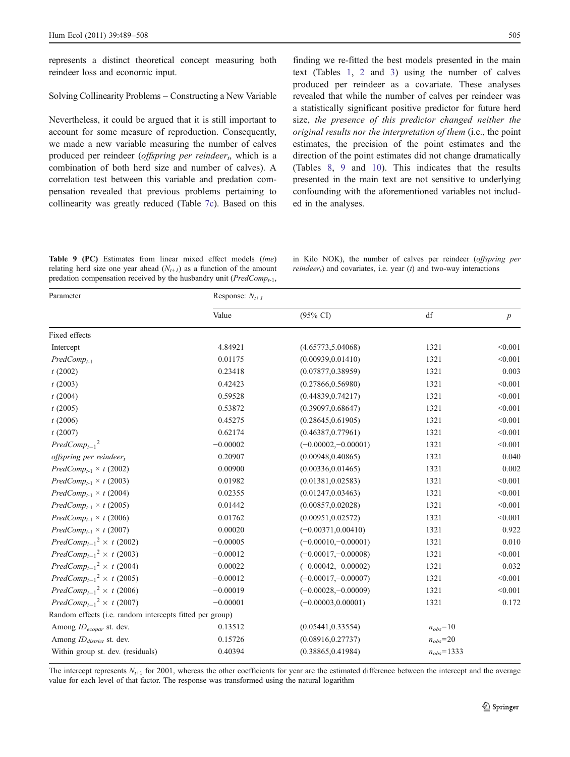represents a distinct theoretical concept measuring both reindeer loss and economic input.

### Solving Collinearity Problems – Constructing a New Variable

Nevertheless, it could be argued that it is still important to account for some measure of reproduction. Consequently, we made a new variable measuring the number of calves produced per reindeer (*offspring per reindeer*$_t$, which is a combination of both herd size and number of calves). A correlation test between this variable and predation compensation revealed that previous problems pertaining to collinearity was greatly reduced (Table 7c). Based on this finding we re-fitted the best models presented in the main text (Tables 1, 2 and 3) using the number of calves produced per reindeer as a covariate. These analyses revealed that while the number of calves per reindeer was a statistically significant positive predictor for future herd size, *the presence of this predictor changed neither the original results nor the interpretation of them* (i.e., the point estimates, the precision of the point estimates and the direction of the point estimates did not change dramatically (Tables 8, 9 and 10). This indicates that the results presented in the main text are not sensitive to underlying confounding with the aforementioned variables not included in the analyses.

**Table 9 (PC)** Estimates from linear mixed effect models (*lme*) relating herd size one year ahead ($N_{t+1}$) as a function of the amount predation compensation received by the husbandry unit ($PredComp_{t-1}$, in Kilo NOK), the number of calves per reindeer (*offspring per reindeer*$_t$) and covariates, i.e. year ($t$) and two-way interactions

| Parameter | Response: $N_{t+1}$ | | | |
|---|---|---|---|---|
| | Value | (95% CI) | df | $p$ |
| Fixed effects | | | | |
| Intercept | 4.84921 | (4.65773,5.04068) | 1321 | <0.001 |
| $PredComp_{t-1}$ | 0.01175 | (0.00939,0.01410) | 1321 | <0.001 |
| $t$ (2002) | 0.23418 | (0.07877,0.38959) | 1321 | 0.003 |
| $t$ (2003) | 0.42423 | (0.27866,0.56980) | 1321 | <0.001 |
| $t$ (2004) | 0.59528 | (0.44839,0.74217) | 1321 | <0.001 |
| $t$ (2005) | 0.53872 | (0.39097,0.68647) | 1321 | <0.001 |
| $t$ (2006) | 0.45275 | (0.28645,0.61905) | 1321 | <0.001 |
| $t$ (2007) | 0.62174 | (0.46387,0.77961) | 1321 | <0.001 |
| ${PredComp_{t-1}}^2$ | −0.00002 | (−0.00002,−0.00001) | 1321 | <0.001 |
| *offspring per reindeer*$_t$ | 0.20907 | (0.00948,0.40865) | 1321 | 0.040 |
| $PredComp_{t-1} \times t$ (2002) | 0.00900 | (0.00336,0.01465) | 1321 | 0.002 |
| $PredComp_{t-1} \times t$ (2003) | 0.01982 | (0.01381,0.02583) | 1321 | <0.001 |
| $PredComp_{t-1} \times t$ (2004) | 0.02355 | (0.01247,0.03463) | 1321 | <0.001 |
| $PredComp_{t-1} \times t$ (2005) | 0.01442 | (0.00857,0.02028) | 1321 | <0.001 |
| $PredComp_{t-1} \times t$ (2006) | 0.01762 | (0.00951,0.02572) | 1321 | <0.001 |
| $PredComp_{t-1} \times t$ (2007) | 0.00020 | (−0.00371,0.00410) | 1321 | 0.922 |
| ${PredComp_{t-1}}^2 \times t$ (2002) | −0.00005 | (−0.00010,−0.00001) | 1321 | 0.010 |
| ${PredComp_{t-1}}^2 \times t$ (2003) | −0.00012 | (−0.00017,−0.00008) | 1321 | <0.001 |
| ${PredComp_{t-1}}^2 \times t$ (2004) | −0.00022 | (−0.00042,−0.00002) | 1321 | 0.032 |
| ${PredComp_{t-1}}^2 \times t$ (2005) | −0.00012 | (−0.00017,−0.00007) | 1321 | <0.001 |
| ${PredComp_{t-1}}^2 \times t$ (2006) | −0.00019 | (−0.00028,−0.00009) | 1321 | <0.001 |
| ${PredComp_{t-1}}^2 \times t$ (2007) | −0.00001 | (−0.00003,0.00001) | 1321 | 0.172 |
| Random effects (i.e. random intercepts fitted per group) | | | | |
| Among $ID_{ecopar}$ st. dev. | 0.13512 | (0.05441,0.33554) | $n_{obs}$=10 | |
| Among $ID_{district}$ st. dev. | 0.15726 | (0.08916,0.27737) | $n_{obs}$=20 | |
| Within group st. dev. (residuals) | 0.40394 | (0.38865,0.41984) | $n_{obs}$=1333 | |

The intercept represents $N_{t+1}$ for 2001, whereas the other coefficients for year are the estimated difference between the intercept and the average value for each level of that factor. The response was transformed using the natural logarithm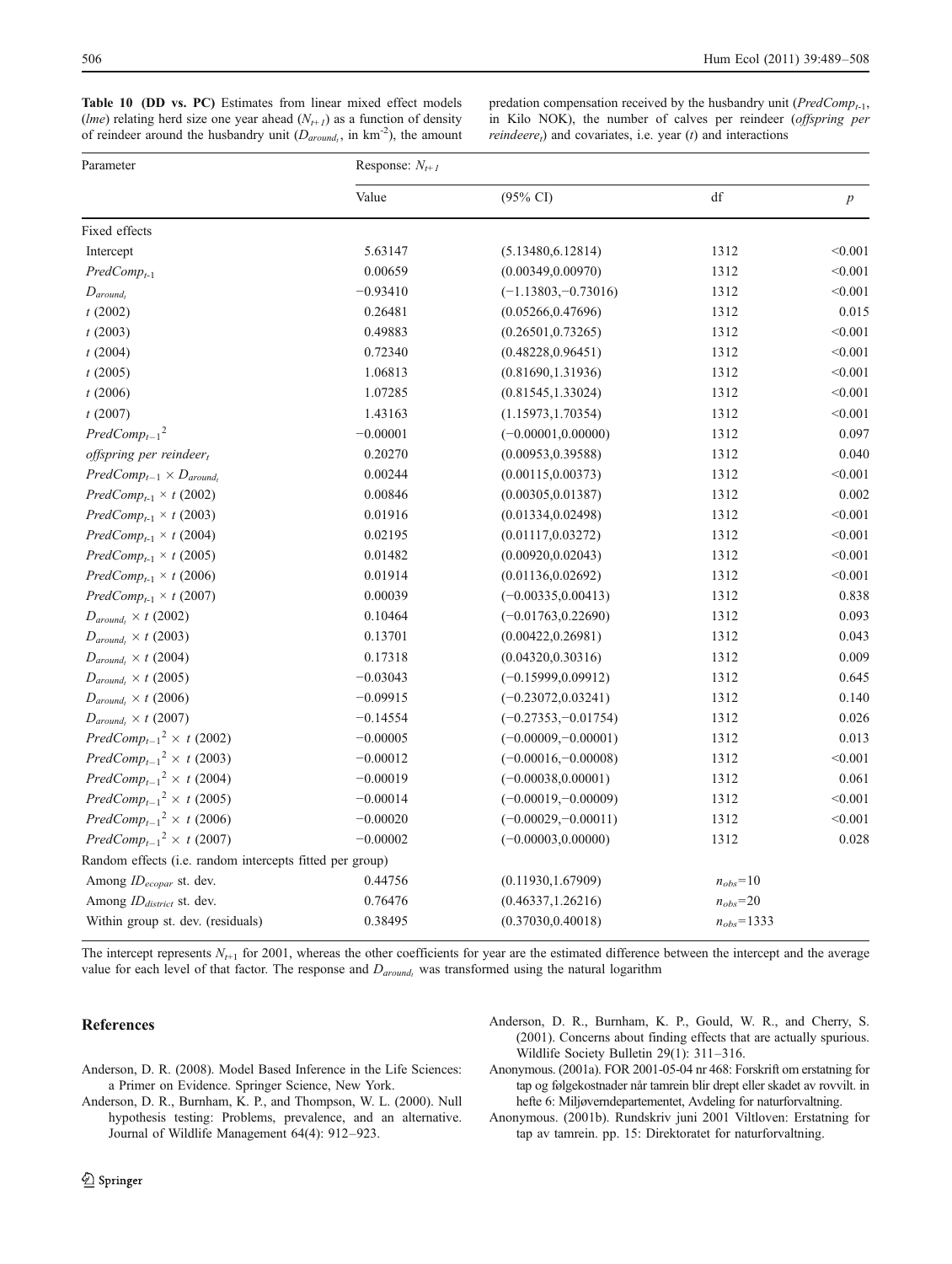**Table 10 (DD vs. PC)** Estimates from linear mixed effect models (*lme*) relating herd size one year ahead ($N_{t+1}$) as a function of density of reindeer around the husbandry unit ($D_{around_t}$, in km$^{-2}$), the amount predation compensation received by the husbandry unit ($PredComp_{t-1}$, in Kilo NOK), the number of calves per reindeer (*offspring per reindeere*$_t$) and covariates, i.e. year ($t$) and interactions

| Parameter | Response: $N_{t+1}$ | | | |
|---|---|---|---|---|
| | Value | (95% CI) | df | $p$ |
| Fixed effects | | | | |
| Intercept | 5.63147 | (5.13480,6.12814) | 1312 | <0.001 |
| $PredComp_{t-1}$ | 0.00659 | (0.00349,0.00970) | 1312 | <0.001 |
| $D_{around_t}$ | −0.93410 | (−1.13803,−0.73016) | 1312 | <0.001 |
| $t$ (2002) | 0.26481 | (0.05266,0.47696) | 1312 | 0.015 |
| $t$ (2003) | 0.49883 | (0.26501,0.73265) | 1312 | <0.001 |
| $t$ (2004) | 0.72340 | (0.48228,0.96451) | 1312 | <0.001 |
| $t$ (2005) | 1.06813 | (0.81690,1.31936) | 1312 | <0.001 |
| $t$ (2006) | 1.07285 | (0.81545,1.33024) | 1312 | <0.001 |
| $t$ (2007) | 1.43163 | (1.15973,1.70354) | 1312 | <0.001 |
| $PredComp_{t-1}{}^2$ | −0.00001 | (−0.00001,0.00000) | 1312 | 0.097 |
| *offspring per reindeer*$_t$ | 0.20270 | (0.00953,0.39588) | 1312 | 0.040 |
| $PredComp_{t-1} \times D_{around_t}$ | 0.00244 | (0.00115,0.00373) | 1312 | <0.001 |
| $PredComp_{t-1} \times t$ (2002) | 0.00846 | (0.00305,0.01387) | 1312 | 0.002 |
| $PredComp_{t-1} \times t$ (2003) | 0.01916 | (0.01334,0.02498) | 1312 | <0.001 |
| $PredComp_{t-1} \times t$ (2004) | 0.02195 | (0.01117,0.03272) | 1312 | <0.001 |
| $PredComp_{t-1} \times t$ (2005) | 0.01482 | (0.00920,0.02043) | 1312 | <0.001 |
| $PredComp_{t-1} \times t$ (2006) | 0.01914 | (0.01136,0.02692) | 1312 | <0.001 |
| $PredComp_{t-1} \times t$ (2007) | 0.00039 | (−0.00335,0.00413) | 1312 | 0.838 |
| $D_{around_t} \times t$ (2002) | 0.10464 | (−0.01763,0.22690) | 1312 | 0.093 |
| $D_{around_t} \times t$ (2003) | 0.13701 | (0.00422,0.26981) | 1312 | 0.043 |
| $D_{around_t} \times t$ (2004) | 0.17318 | (0.04320,0.30316) | 1312 | 0.009 |
| $D_{around_t} \times t$ (2005) | −0.03043 | (−0.15999,0.09912) | 1312 | 0.645 |
| $D_{around_t} \times t$ (2006) | −0.09915 | (−0.23072,0.03241) | 1312 | 0.140 |
| $D_{around_t} \times t$ (2007) | −0.14554 | (−0.27353,−0.01754) | 1312 | 0.026 |
| $PredComp_{t-1}{}^2 \times t$ (2002) | −0.00005 | (−0.00009,−0.00001) | 1312 | 0.013 |
| $PredComp_{t-1}{}^2 \times t$ (2003) | −0.00012 | (−0.00016,−0.00008) | 1312 | <0.001 |
| $PredComp_{t-1}{}^2 \times t$ (2004) | −0.00019 | (−0.00038,0.00001) | 1312 | 0.061 |
| $PredComp_{t-1}{}^2 \times t$ (2005) | −0.00014 | (−0.00019,−0.00009) | 1312 | <0.001 |
| $PredComp_{t-1}{}^2 \times t$ (2006) | −0.00020 | (−0.00029,−0.00011) | 1312 | <0.001 |
| $PredComp_{t-1}{}^2 \times t$ (2007) | −0.00002 | (−0.00003,0.00000) | 1312 | 0.028 |
| Random effects (i.e. random intercepts fitted per group) | | | | |
| Among $ID_{ecopar}$ st. dev. | 0.44756 | (0.11930,1.67909) | $n_{obs}$=10 | |
| Among $ID_{district}$ st. dev. | 0.76476 | (0.46337,1.26216) | $n_{obs}$=20 | |
| Within group st. dev. (residuals) | 0.38495 | (0.37030,0.40018) | $n_{obs}$=1333 | |

The intercept represents $N_{t+1}$ for 2001, whereas the other coefficients for year are the estimated difference between the intercept and the average value for each level of that factor. The response and $D_{around_t}$ was transformed using the natural logarithm

## References

Anderson, D. R. (2008). Model Based Inference in the Life Sciences: a Primer on Evidence. Springer Science, New York.

Anderson, D. R., Burnham, K. P., and Thompson, W. L. (2000). Null hypothesis testing: Problems, prevalence, and an alternative. Journal of Wildlife Management 64(4): 912–923.

Anderson, D. R., Burnham, K. P., Gould, W. R., and Cherry, S. (2001). Concerns about finding effects that are actually spurious. Wildlife Society Bulletin 29(1): 311–316.

Anonymous. (2001a). FOR 2001-05-04 nr 468: Forskrift om erstatning for tap og følgekostnader når tamrein blir drept eller skadet av rovvilt. in hefte 6: Miljøverndepartementet, Avdeling for naturforvaltning.

Anonymous. (2001b). Rundskriv juni 2001 Viltloven: Erstatning for tap av tamrein. pp. 15: Direktoratet for naturforvaltning.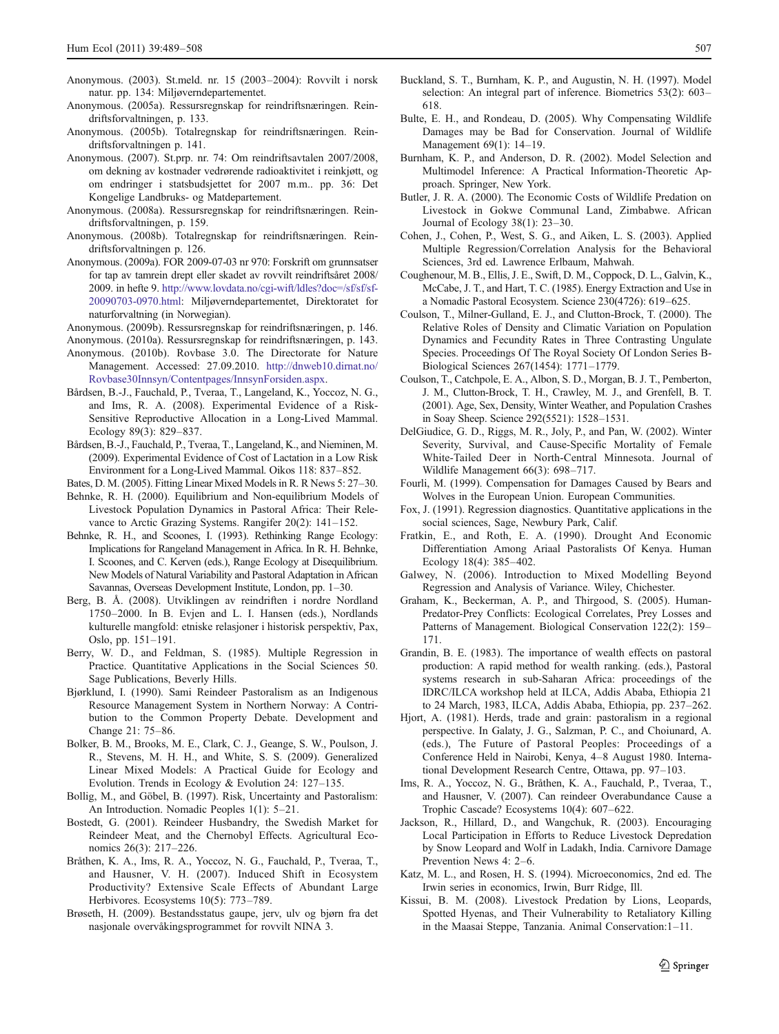Anonymous. (2003). St.meld. nr. 15 (2003–2004): Rovvilt i norsk natur. pp. 134: Miljøverndepartementet.

Anonymous. (2005a). Ressursregnskap for reindriftsnæringen. Reindriftsforvaltningen, p. 133.

Anonymous. (2005b). Totalregnskap for reindriftsnæringen. Reindriftsforvaltningen p. 141.

Anonymous. (2007). St.prp. nr. 74: Om reindriftsavtalen 2007/2008, om dekning av kostnader vedrørende radioaktivitet i reinkjøtt, og om endringer i statsbudsjettet for 2007 m.m.. pp. 36: Det Kongelige Landbruks- og Matdepartement.

Anonymous. (2008a). Ressursregnskap for reindriftsnæringen. Reindriftsforvaltningen, p. 159.

Anonymous. (2008b). Totalregnskap for reindriftsnæringen. Reindriftsforvaltningen p. 126.

Anonymous. (2009a). FOR 2009-07-03 nr 970: Forskrift om grunnsatser for tap av tamrein drept eller skadet av rovvilt reindriftsåret 2008/2009. in hefte 9. http://www.lovdata.no/cgi-wift/ldles?doc=/sf/sf/sf-20090703-0970.html: Miljøverndepartementet, Direktoratet for naturforvaltning (in Norwegian).

Anonymous. (2009b). Ressursregnskap for reindriftsnæringen, p. 146.

Anonymous. (2010a). Ressursregnskap for reindriftsnæringen, p. 143.

Anonymous. (2010b). Rovbase 3.0. The Directorate for Nature Management. Accessed: 27.09.2010. http://dnweb10.dirnat.no/Rovbase30Innsyn/Contentpages/InnsynForsiden.aspx.

Bårdsen, B.-J., Fauchald, P., Tveraa, T., Langeland, K., Yoccoz, N. G., and Ims, R. A. (2008). Experimental Evidence of a Risk-Sensitive Reproductive Allocation in a Long-Lived Mammal. Ecology 89(3): 829–837.

Bårdsen, B.-J., Fauchald, P., Tveraa, T., Langeland, K., and Nieminen, M. (2009). Experimental Evidence of Cost of Lactation in a Low Risk Environment for a Long-Lived Mammal. Oikos 118: 837–852.

Bates, D. M. (2005). Fitting Linear Mixed Models in R. R News 5: 27–30.

Behnke, R. H. (2000). Equilibrium and Non-equilibrium Models of Livestock Population Dynamics in Pastoral Africa: Their Relevance to Arctic Grazing Systems. Rangifer 20(2): 141–152.

Behnke, R. H., and Scoones, I. (1993). Rethinking Range Ecology: Implications for Rangeland Management in Africa. In R. H. Behnke, I. Scoones, and C. Kerven (eds.), Range Ecology at Disequilibrium. New Models of Natural Variability and Pastoral Adaptation in African Savannas, Overseas Development Institute, London, pp. 1–30.

Berg, B. Å. (2008). Utviklingen av reindriften i nordre Nordland 1750–2000. In B. Evjen and L. I. Hansen (eds.), Nordlands kulturelle mangfold: etniske relasjoner i historisk perspektiv, Pax, Oslo, pp. 151–191.

Berry, W. D., and Feldman, S. (1985). Multiple Regression in Practice. Quantitative Applications in the Social Sciences 50. Sage Publications, Beverly Hills.

Bjørklund, I. (1990). Sami Reindeer Pastoralism as an Indigenous Resource Management System in Northern Norway: A Contribution to the Common Property Debate. Development and Change 21: 75–86.

Bolker, B. M., Brooks, M. E., Clark, C. J., Geange, S. W., Poulson, J. R., Stevens, M. H. H., and White, S. S. (2009). Generalized Linear Mixed Models: A Practical Guide for Ecology and Evolution. Trends in Ecology & Evolution 24: 127–135.

Bollig, M., and Göbel, B. (1997). Risk, Uncertainty and Pastoralism: An Introduction. Nomadic Peoples 1(1): 5–21.

Bostedt, G. (2001). Reindeer Husbandry, the Swedish Market for Reindeer Meat, and the Chernobyl Effects. Agricultural Economics 26(3): 217–226.

Bråthen, K. A., Ims, R. A., Yoccoz, N. G., Fauchald, P., Tveraa, T., and Hausner, V. H. (2007). Induced Shift in Ecosystem Productivity? Extensive Scale Effects of Abundant Large Herbivores. Ecosystems 10(5): 773–789.

Brøseth, H. (2009). Bestandsstatus gaupe, jerv, ulv og bjørn fra det nasjonale overvåkingsprogrammet for rovvilt NINA 3.

Buckland, S. T., Burnham, K. P., and Augustin, N. H. (1997). Model selection: An integral part of inference. Biometrics 53(2): 603–618.

Bulte, E. H., and Rondeau, D. (2005). Why Compensating Wildlife Damages may be Bad for Conservation. Journal of Wildlife Management 69(1): 14–19.

Burnham, K. P., and Anderson, D. R. (2002). Model Selection and Multimodel Inference: A Practical Information-Theoretic Approach. Springer, New York.

Butler, J. R. A. (2000). The Economic Costs of Wildlife Predation on Livestock in Gokwe Communal Land, Zimbabwe. African Journal of Ecology 38(1): 23–30.

Cohen, J., Cohen, P., West, S. G., and Aiken, L. S. (2003). Applied Multiple Regression/Correlation Analysis for the Behavioral Sciences, 3rd ed. Lawrence Erlbaum, Mahwah.

Coughenour, M. B., Ellis, J. E., Swift, D. M., Coppock, D. L., Galvin, K., McCabe, J. T., and Hart, T. C. (1985). Energy Extraction and Use in a Nomadic Pastoral Ecosystem. Science 230(4726): 619–625.

Coulson, T., Milner-Gulland, E. J., and Clutton-Brock, T. (2000). The Relative Roles of Density and Climatic Variation on Population Dynamics and Fecundity Rates in Three Contrasting Ungulate Species. Proceedings Of The Royal Society Of London Series B-Biological Sciences 267(1454): 1771–1779.

Coulson, T., Catchpole, E. A., Albon, S. D., Morgan, B. J. T., Pemberton, J. M., Clutton-Brock, T. H., Crawley, M. J., and Grenfell, B. T. (2001). Age, Sex, Density, Winter Weather, and Population Crashes in Soay Sheep. Science 292(5521): 1528–1531.

DelGiudice, G. D., Riggs, M. R., Joly, P., and Pan, W. (2002). Winter Severity, Survival, and Cause-Specific Mortality of Female White-Tailed Deer in North-Central Minnesota. Journal of Wildlife Management 66(3): 698–717.

Fourli, M. (1999). Compensation for Damages Caused by Bears and Wolves in the European Union. European Communities.

Fox, J. (1991). Regression diagnostics. Quantitative applications in the social sciences, Sage, Newbury Park, Calif.

Fratkin, E., and Roth, E. A. (1990). Drought And Economic Differentiation Among Ariaal Pastoralists Of Kenya. Human Ecology 18(4): 385–402.

Galwey, N. (2006). Introduction to Mixed Modelling Beyond Regression and Analysis of Variance. Wiley, Chichester.

Graham, K., Beckerman, A. P., and Thirgood, S. (2005). Human-Predator-Prey Conflicts: Ecological Correlates, Prey Losses and Patterns of Management. Biological Conservation 122(2): 159–171.

Grandin, B. E. (1983). The importance of wealth effects on pastoral production: A rapid method for wealth ranking. (eds.), Pastoral systems research in sub-Saharan Africa: proceedings of the IDRC/ILCA workshop held at ILCA, Addis Ababa, Ethiopia 21 to 24 March, 1983, ILCA, Addis Ababa, Ethiopia, pp. 237–262.

Hjort, A. (1981). Herds, trade and grain: pastoralism in a regional perspective. In Galaty, J. G., Salzman, P. C., and Choiunard, A. (eds.), The Future of Pastoral Peoples: Proceedings of a Conference Held in Nairobi, Kenya, 4–8 August 1980. International Development Research Centre, Ottawa, pp. 97–103.

Ims, R. A., Yoccoz, N. G., Bråthen, K. A., Fauchald, P., Tveraa, T., and Hausner, V. (2007). Can reindeer Overabundance Cause a Trophic Cascade? Ecosystems 10(4): 607–622.

Jackson, R., Hillard, D., and Wangchuk, R. (2003). Encouraging Local Participation in Efforts to Reduce Livestock Depredation by Snow Leopard and Wolf in Ladakh, India. Carnivore Damage Prevention News 4: 2–6.

Katz, M. L., and Rosen, H. S. (1994). Microeconomics, 2nd ed. The Irwin series in economics, Irwin, Burr Ridge, Ill.

Kissui, B. M. (2008). Livestock Predation by Lions, Leopards, Spotted Hyenas, and Their Vulnerability to Retaliatory Killing in the Maasai Steppe, Tanzania. Animal Conservation:1–11.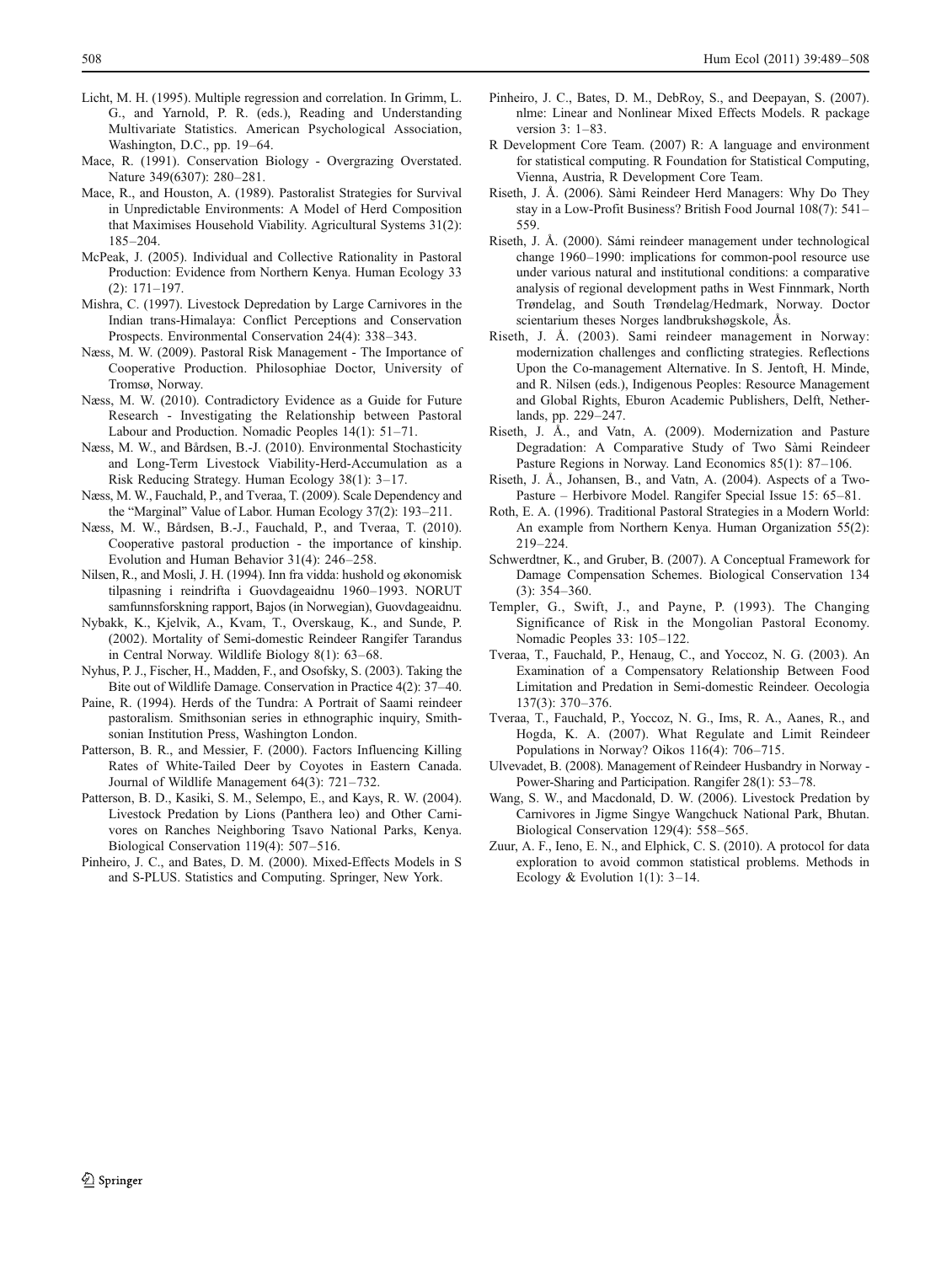Licht, M. H. (1995). Multiple regression and correlation. In Grimm, L. G., and Yarnold, P. R. (eds.), Reading and Understanding Multivariate Statistics. American Psychological Association, Washington, D.C., pp. 19–64.

Mace, R. (1991). Conservation Biology - Overgrazing Overstated. Nature 349(6307): 280–281.

Mace, R., and Houston, A. (1989). Pastoralist Strategies for Survival in Unpredictable Environments: A Model of Herd Composition that Maximises Household Viability. Agricultural Systems 31(2): 185–204.

McPeak, J. (2005). Individual and Collective Rationality in Pastoral Production: Evidence from Northern Kenya. Human Ecology 33 (2): 171–197.

Mishra, C. (1997). Livestock Depredation by Large Carnivores in the Indian trans-Himalaya: Conflict Perceptions and Conservation Prospects. Environmental Conservation 24(4): 338–343.

Næss, M. W. (2009). Pastoral Risk Management - The Importance of Cooperative Production. Philosophiae Doctor, University of Tromsø, Norway.

Næss, M. W. (2010). Contradictory Evidence as a Guide for Future Research - Investigating the Relationship between Pastoral Labour and Production. Nomadic Peoples 14(1): 51–71.

Næss, M. W., and Bårdsen, B.-J. (2010). Environmental Stochasticity and Long-Term Livestock Viability-Herd-Accumulation as a Risk Reducing Strategy. Human Ecology 38(1): 3–17.

Næss, M. W., Fauchald, P., and Tveraa, T. (2009). Scale Dependency and the "Marginal" Value of Labor. Human Ecology 37(2): 193–211.

Næss, M. W., Bårdsen, B.-J., Fauchald, P., and Tveraa, T. (2010). Cooperative pastoral production - the importance of kinship. Evolution and Human Behavior 31(4): 246–258.

Nilsen, R., and Mosli, J. H. (1994). Inn fra vidda: hushold og økonomisk tilpasning i reindrifta i Guovdageaidnu 1960–1993. NORUT samfunnsforskning rapport, Bajos (in Norwegian), Guovdageaidnu.

Nybakk, K., Kjelvik, A., Kvam, T., Overskaug, K., and Sunde, P. (2002). Mortality of Semi-domestic Reindeer Rangifer Tarandus in Central Norway. Wildlife Biology 8(1): 63–68.

Nyhus, P. J., Fischer, H., Madden, F., and Osofsky, S. (2003). Taking the Bite out of Wildlife Damage. Conservation in Practice 4(2): 37–40.

Paine, R. (1994). Herds of the Tundra: A Portrait of Saami reindeer pastoralism. Smithsonian series in ethnographic inquiry, Smithsonian Institution Press, Washington London.

Patterson, B. R., and Messier, F. (2000). Factors Influencing Killing Rates of White-Tailed Deer by Coyotes in Eastern Canada. Journal of Wildlife Management 64(3): 721–732.

Patterson, B. D., Kasiki, S. M., Selempo, E., and Kays, R. W. (2004). Livestock Predation by Lions (Panthera leo) and Other Carnivores on Ranches Neighboring Tsavo National Parks, Kenya. Biological Conservation 119(4): 507–516.

Pinheiro, J. C., and Bates, D. M. (2000). Mixed-Effects Models in S and S-PLUS. Statistics and Computing. Springer, New York.

Pinheiro, J. C., Bates, D. M., DebRoy, S., and Deepayan, S. (2007). nlme: Linear and Nonlinear Mixed Effects Models. R package version 3: 1–83.

R Development Core Team. (2007) R: A language and environment for statistical computing. R Foundation for Statistical Computing, Vienna, Austria, R Development Core Team.

Riseth, J. Å. (2006). Sàmi Reindeer Herd Managers: Why Do They stay in a Low-Profit Business? British Food Journal 108(7): 541–559.

Riseth, J. Å. (2000). Sámi reindeer management under technological change 1960–1990: implications for common-pool resource use under various natural and institutional conditions: a comparative analysis of regional development paths in West Finnmark, North Trøndelag, and South Trøndelag/Hedmark, Norway. Doctor scientarium theses Norges landbrukshøgskole, Ås.

Riseth, J. Å. (2003). Sami reindeer management in Norway: modernization challenges and conflicting strategies. Reflections Upon the Co-management Alternative. In S. Jentoft, H. Minde, and R. Nilsen (eds.), Indigenous Peoples: Resource Management and Global Rights, Eburon Academic Publishers, Delft, Netherlands, pp. 229–247.

Riseth, J. Å., and Vatn, A. (2009). Modernization and Pasture Degradation: A Comparative Study of Two Sàmi Reindeer Pasture Regions in Norway. Land Economics 85(1): 87–106.

Riseth, J. Å., Johansen, B., and Vatn, A. (2004). Aspects of a Two-Pasture – Herbivore Model. Rangifer Special Issue 15: 65–81.

Roth, E. A. (1996). Traditional Pastoral Strategies in a Modern World: An example from Northern Kenya. Human Organization 55(2): 219–224.

Schwerdtner, K., and Gruber, B. (2007). A Conceptual Framework for Damage Compensation Schemes. Biological Conservation 134 (3): 354–360.

Templer, G., Swift, J., and Payne, P. (1993). The Changing Significance of Risk in the Mongolian Pastoral Economy. Nomadic Peoples 33: 105–122.

Tveraa, T., Fauchald, P., Henaug, C., and Yoccoz, N. G. (2003). An Examination of a Compensatory Relationship Between Food Limitation and Predation in Semi-domestic Reindeer. Oecologia 137(3): 370–376.

Tveraa, T., Fauchald, P., Yoccoz, N. G., Ims, R. A., Aanes, R., and Hogda, K. A. (2007). What Regulate and Limit Reindeer Populations in Norway? Oikos 116(4): 706–715.

Ulvevadet, B. (2008). Management of Reindeer Husbandry in Norway - Power-Sharing and Participation. Rangifer 28(1): 53–78.

Wang, S. W., and Macdonald, D. W. (2006). Livestock Predation by Carnivores in Jigme Singye Wangchuck National Park, Bhutan. Biological Conservation 129(4): 558–565.

Zuur, A. F., Ieno, E. N., and Elphick, C. S. (2010). A protocol for data exploration to avoid common statistical problems. Methods in Ecology & Evolution 1(1): 3–14.